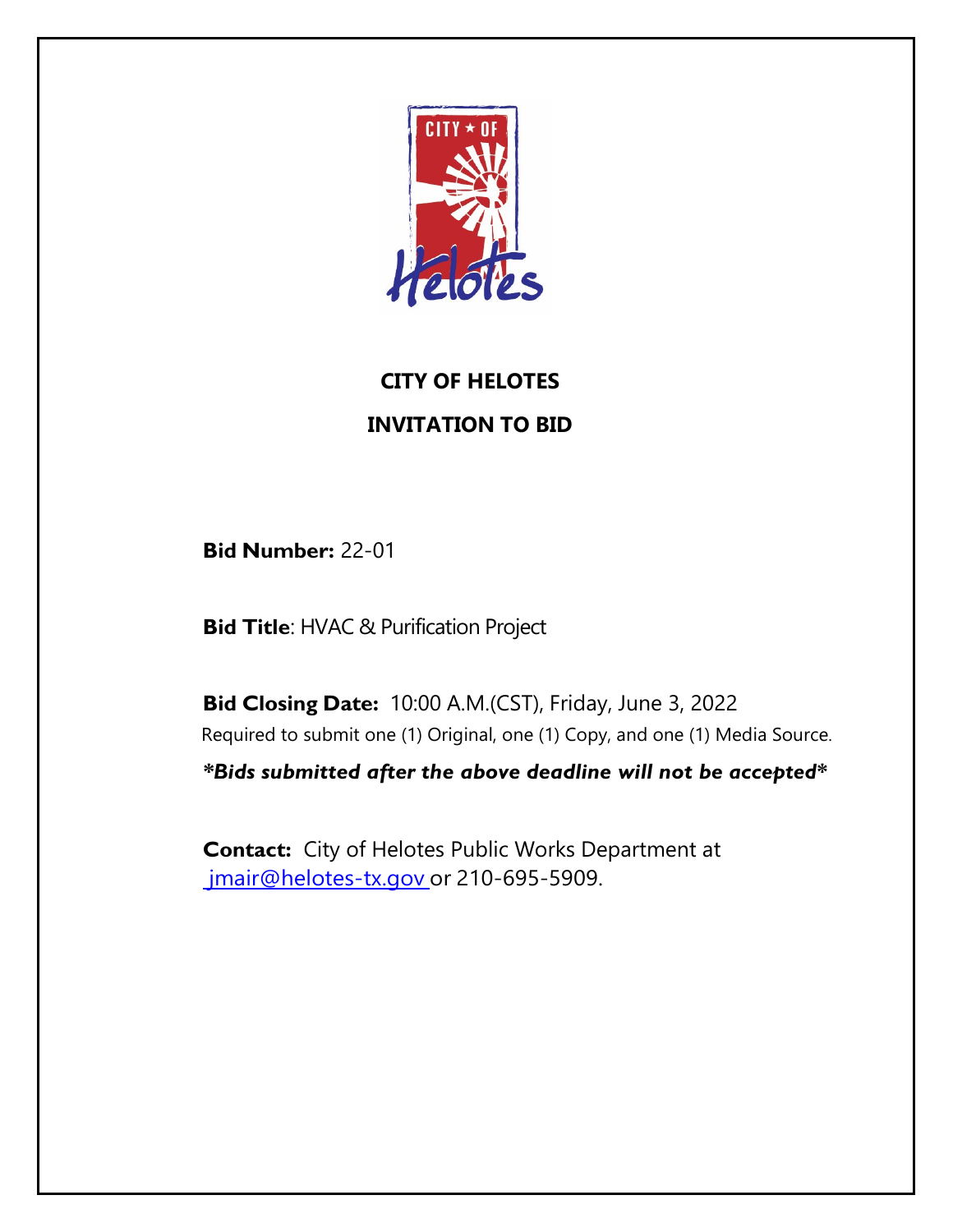# CITY OF HELOTES

# INVITATION TO BID

**Bid Number:** 22-01

**Bid Title**: HVAC & Purification Project

**Bid Closing Date:** 10:00 A.M.(CST), Friday, June 3, 2022

Required to submit one (1) Original, one (1) Copy, and one (1) Media Source.

***\*Bids submitted after the above deadline will not be accepted\****

**Contact:** City of Helotes Public Works Department at jmair@helotes-tx.gov or 210-695-5909.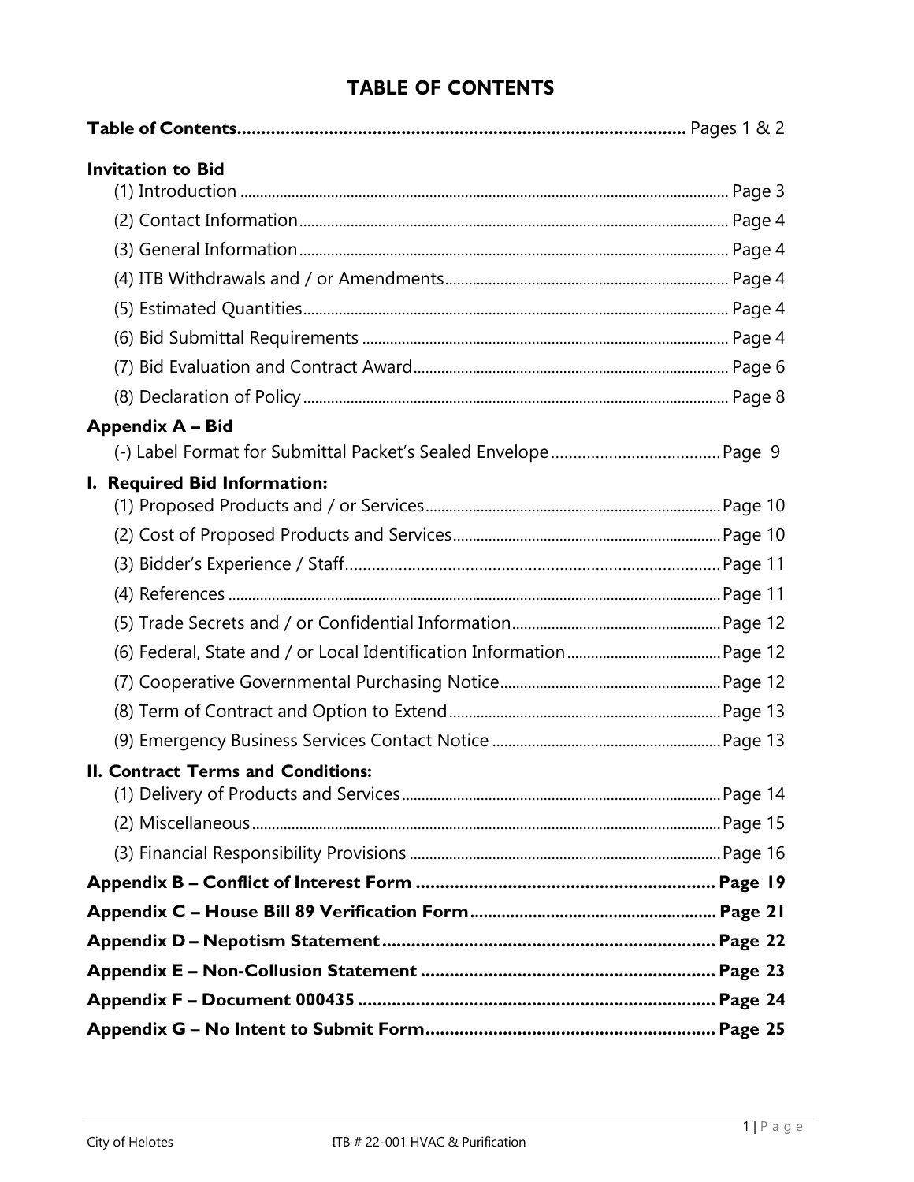# TABLE OF CONTENTS

**Table of Contents** ............................................................................................ Pages 1 & 2

**Invitation to Bid**

(1) Introduction ............................................................................................ Page 3
(2) Contact Information ............................................................................................ Page 4
(3) General Information ............................................................................................ Page 4
(4) ITB Withdrawals and / or Amendments ............................................................................................ Page 4
(5) Estimated Quantities ............................................................................................ Page 4
(6) Bid Submittal Requirements ............................................................................................ Page 4
(7) Bid Evaluation and Contract Award ............................................................................................ Page 6
(8) Declaration of Policy ............................................................................................ Page 8

**Appendix A – Bid**

(-) Label Format for Submittal Packet's Sealed Envelope ............................................................................................ Page 9

**I. Required Bid Information:**

(1) Proposed Products and / or Services ............................................................................................ Page 10
(2) Cost of Proposed Products and Services ............................................................................................ Page 10
(3) Bidder's Experience / Staff ............................................................................................ Page 11
(4) References ............................................................................................ Page 11
(5) Trade Secrets and / or Confidential Information ............................................................................................ Page 12
(6) Federal, State and / or Local Identification Information ............................................................................................ Page 12
(7) Cooperative Governmental Purchasing Notice ............................................................................................ Page 12
(8) Term of Contract and Option to Extend ............................................................................................ Page 13
(9) Emergency Business Services Contact Notice ............................................................................................ Page 13

**II. Contract Terms and Conditions:**

(1) Delivery of Products and Services ............................................................................................ Page 14
(2) Miscellaneous ............................................................................................ Page 15
(3) Financial Responsibility Provisions ............................................................................................ Page 16

**Appendix B – Conflict of Interest Form ............................................................................................ Page 19**

**Appendix C – House Bill 89 Verification Form ............................................................................................ Page 21**

**Appendix D – Nepotism Statement ............................................................................................ Page 22**

**Appendix E – Non-Collusion Statement ............................................................................................ Page 23**

**Appendix F – Document 000435 ............................................................................................ Page 24**

**Appendix G – No Intent to Submit Form ............................................................................................ Page 25**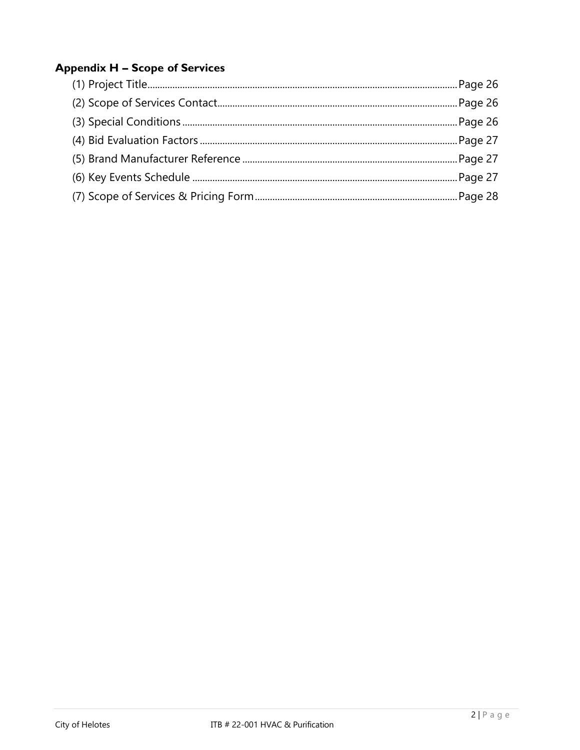**Appendix H – Scope of Services**

(1) Project Title........................................................................................................Page 26

(2) Scope of Services Contact...............................................................................Page 26

(3) Special Conditions ............................................................................................Page 26

(4) Bid Evaluation Factors .....................................................................................Page 27

(5) Brand Manufacturer Reference .......................................................................Page 27

(6) Key Events Schedule ........................................................................................Page 27

(7) Scope of Services & Pricing Form....................................................................Page 28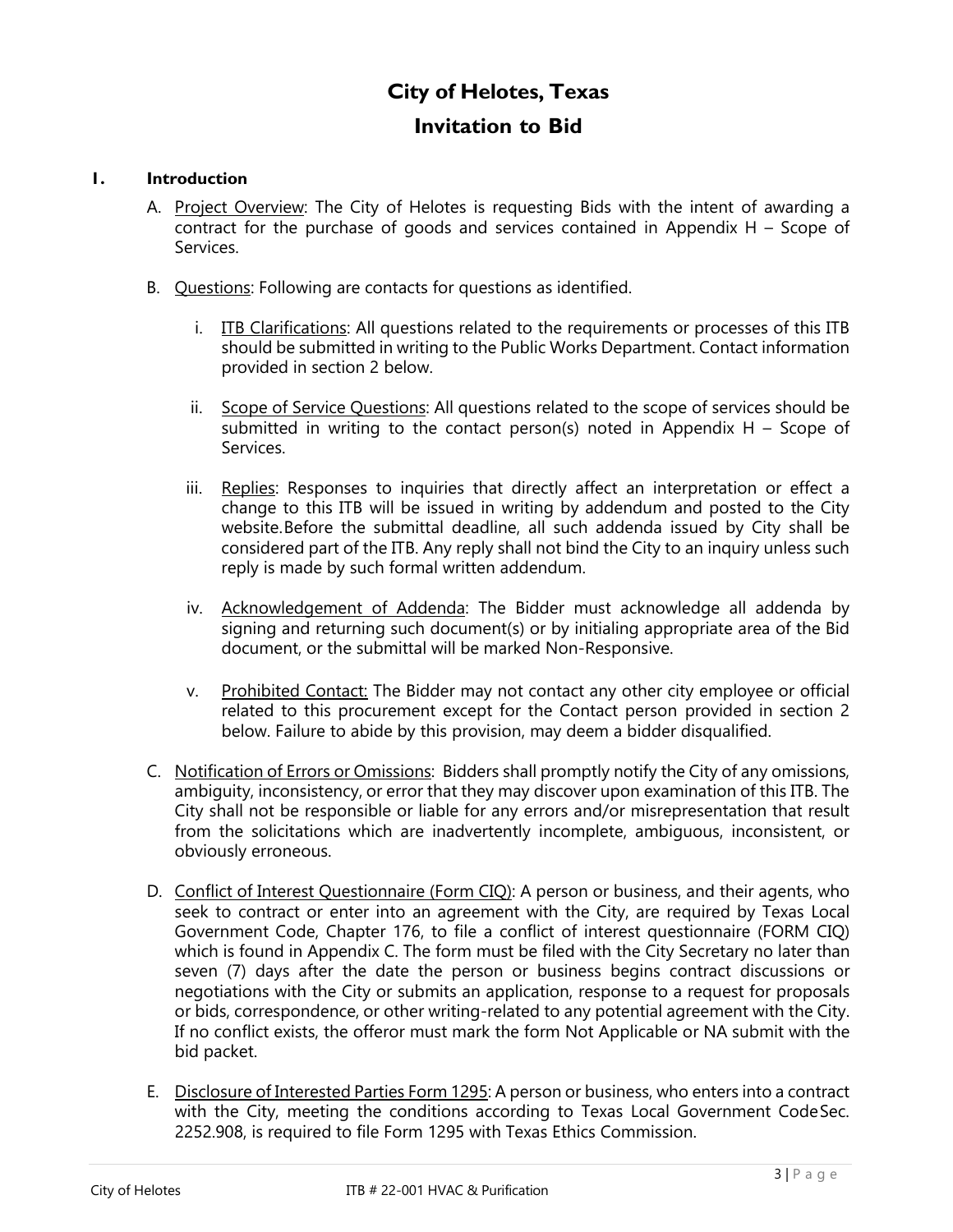# City of Helotes, Texas

# Invitation to Bid

## 1. Introduction

A. Project Overview: The City of Helotes is requesting Bids with the intent of awarding a contract for the purchase of goods and services contained in Appendix H – Scope of Services.

B. Questions: Following are contacts for questions as identified.

i. ITB Clarifications: All questions related to the requirements or processes of this ITB should be submitted in writing to the Public Works Department. Contact information provided in section 2 below.

ii. Scope of Service Questions: All questions related to the scope of services should be submitted in writing to the contact person(s) noted in Appendix H – Scope of Services.

iii. Replies: Responses to inquiries that directly affect an interpretation or effect a change to this ITB will be issued in writing by addendum and posted to the City website. Before the submittal deadline, all such addenda issued by City shall be considered part of the ITB. Any reply shall not bind the City to an inquiry unless such reply is made by such formal written addendum.

iv. Acknowledgement of Addenda: The Bidder must acknowledge all addenda by signing and returning such document(s) or by initialing appropriate area of the Bid document, or the submittal will be marked Non-Responsive.

v. Prohibited Contact: The Bidder may not contact any other city employee or official related to this procurement except for the Contact person provided in section 2 below. Failure to abide by this provision, may deem a bidder disqualified.

C. Notification of Errors or Omissions: Bidders shall promptly notify the City of any omissions, ambiguity, inconsistency, or error that they may discover upon examination of this ITB. The City shall not be responsible or liable for any errors and/or misrepresentation that result from the solicitations which are inadvertently incomplete, ambiguous, inconsistent, or obviously erroneous.

D. Conflict of Interest Questionnaire (Form CIQ): A person or business, and their agents, who seek to contract or enter into an agreement with the City, are required by Texas Local Government Code, Chapter 176, to file a conflict of interest questionnaire (FORM CIQ) which is found in Appendix C. The form must be filed with the City Secretary no later than seven (7) days after the date the person or business begins contract discussions or negotiations with the City or submits an application, response to a request for proposals or bids, correspondence, or other writing-related to any potential agreement with the City. If no conflict exists, the offeror must mark the form Not Applicable or NA submit with the bid packet.

E. Disclosure of Interested Parties Form 1295: A person or business, who enters into a contract with the City, meeting the conditions according to Texas Local Government Code Sec. 2252.908, is required to file Form 1295 with Texas Ethics Commission.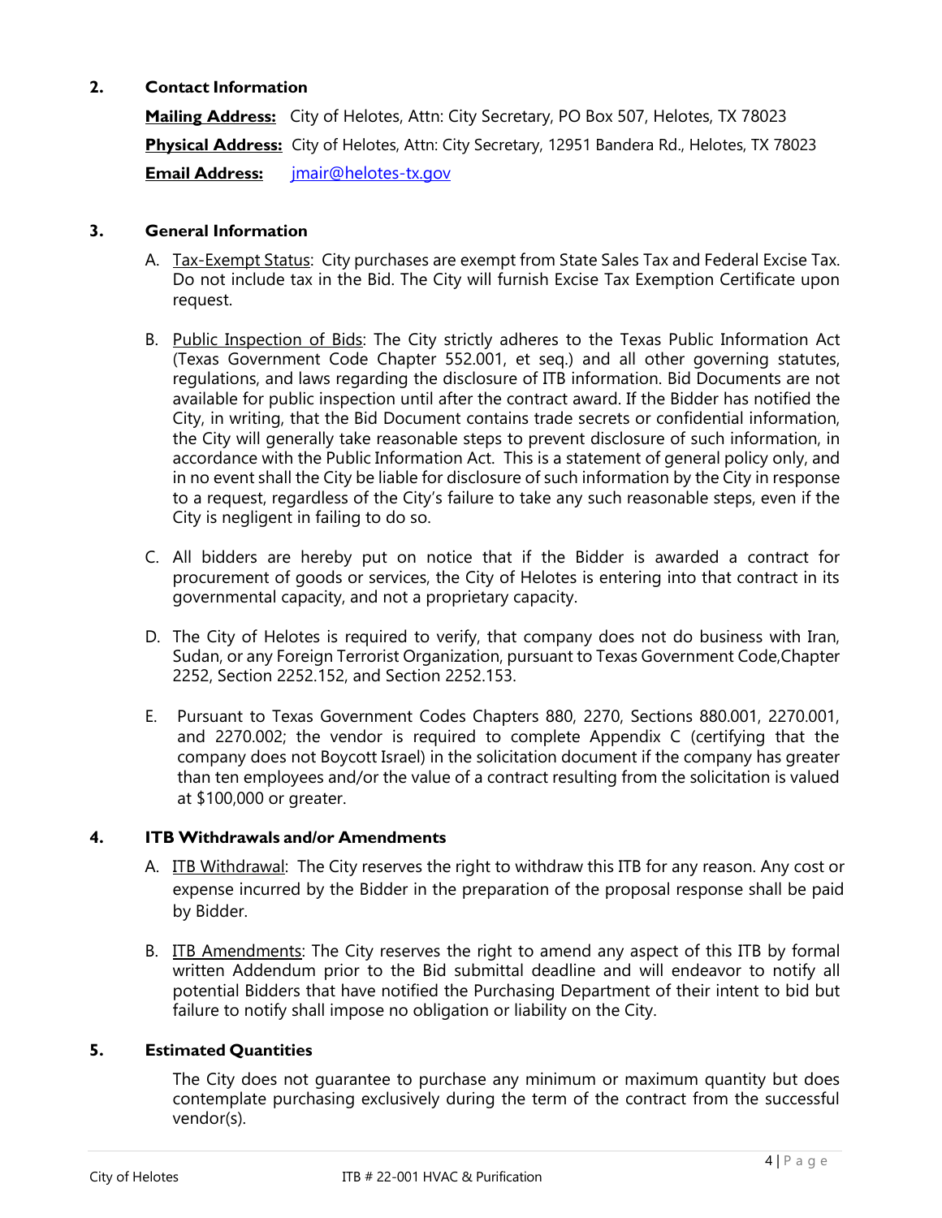## 2. Contact Information

**Mailing Address:** City of Helotes, Attn: City Secretary, PO Box 507, Helotes, TX 78023

**Physical Address:** City of Helotes, Attn: City Secretary, 12951 Bandera Rd., Helotes, TX 78023

**Email Address:** jmair@helotes-tx.gov

## 3. General Information

A. Tax-Exempt Status: City purchases are exempt from State Sales Tax and Federal Excise Tax. Do not include tax in the Bid. The City will furnish Excise Tax Exemption Certificate upon request.

B. Public Inspection of Bids: The City strictly adheres to the Texas Public Information Act (Texas Government Code Chapter 552.001, et seq.) and all other governing statutes, regulations, and laws regarding the disclosure of ITB information. Bid Documents are not available for public inspection until after the contract award. If the Bidder has notified the City, in writing, that the Bid Document contains trade secrets or confidential information, the City will generally take reasonable steps to prevent disclosure of such information, in accordance with the Public Information Act. This is a statement of general policy only, and in no event shall the City be liable for disclosure of such information by the City in response to a request, regardless of the City's failure to take any such reasonable steps, even if the City is negligent in failing to do so.

C. All bidders are hereby put on notice that if the Bidder is awarded a contract for procurement of goods or services, the City of Helotes is entering into that contract in its governmental capacity, and not a proprietary capacity.

D. The City of Helotes is required to verify, that company does not do business with Iran, Sudan, or any Foreign Terrorist Organization, pursuant to Texas Government Code,Chapter 2252, Section 2252.152, and Section 2252.153.

E. Pursuant to Texas Government Codes Chapters 880, 2270, Sections 880.001, 2270.001, and 2270.002; the vendor is required to complete Appendix C (certifying that the company does not Boycott Israel) in the solicitation document if the company has greater than ten employees and/or the value of a contract resulting from the solicitation is valued at $100,000 or greater.

## 4. ITB Withdrawals and/or Amendments

A. ITB Withdrawal: The City reserves the right to withdraw this ITB for any reason. Any cost or expense incurred by the Bidder in the preparation of the proposal response shall be paid by Bidder.

B. ITB Amendments: The City reserves the right to amend any aspect of this ITB by formal written Addendum prior to the Bid submittal deadline and will endeavor to notify all potential Bidders that have notified the Purchasing Department of their intent to bid but failure to notify shall impose no obligation or liability on the City.

## 5. Estimated Quantities

The City does not guarantee to purchase any minimum or maximum quantity but does contemplate purchasing exclusively during the term of the contract from the successful vendor(s).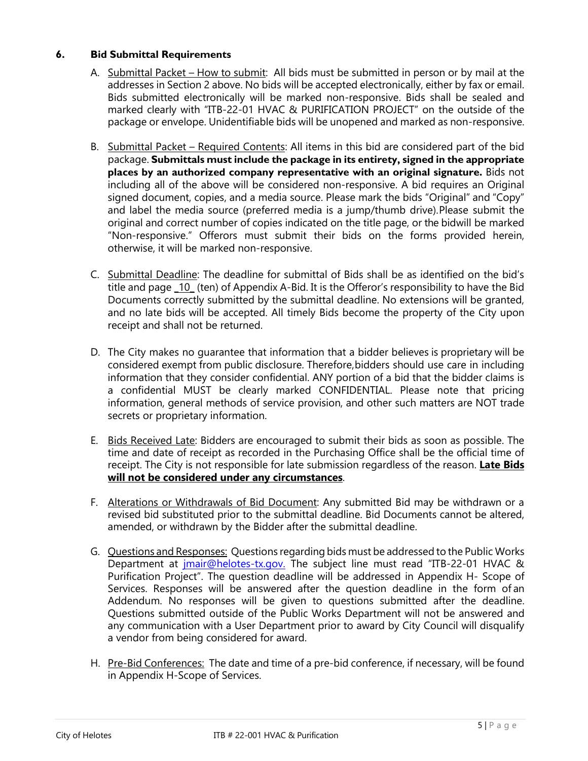### 6. Bid Submittal Requirements

A. Submittal Packet – How to submit: All bids must be submitted in person or by mail at the addresses in Section 2 above. No bids will be accepted electronically, either by fax or email. Bids submitted electronically will be marked non-responsive. Bids shall be sealed and marked clearly with "ITB-22-01 HVAC & PURIFICATION PROJECT" on the outside of the package or envelope. Unidentifiable bids will be unopened and marked as non-responsive.

B. Submittal Packet – Required Contents: All items in this bid are considered part of the bid package. **Submittals must include the package in its entirety, signed in the appropriate places by an authorized company representative with an original signature.** Bids not including all of the above will be considered non-responsive. A bid requires an Original signed document, copies, and a media source. Please mark the bids "Original" and "Copy" and label the media source (preferred media is a jump/thumb drive). Please submit the original and correct number of copies indicated on the title page, or the bidwill be marked "Non-responsive." Offerors must submit their bids on the forms provided herein, otherwise, it will be marked non-responsive.

C. Submittal Deadline: The deadline for submittal of Bids shall be as identified on the bid's title and page _10_ (ten) of Appendix A-Bid. It is the Offeror's responsibility to have the Bid Documents correctly submitted by the submittal deadline. No extensions will be granted, and no late bids will be accepted. All timely Bids become the property of the City upon receipt and shall not be returned.

D. The City makes no guarantee that information that a bidder believes is proprietary will be considered exempt from public disclosure. Therefore, bidders should use care in including information that they consider confidential. ANY portion of a bid that the bidder claims is a confidential MUST be clearly marked CONFIDENTIAL. Please note that pricing information, general methods of service provision, and other such matters are NOT trade secrets or proprietary information.

E. Bids Received Late: Bidders are encouraged to submit their bids as soon as possible. The time and date of receipt as recorded in the Purchasing Office shall be the official time of receipt. The City is not responsible for late submission regardless of the reason. **Late Bids will not be considered under any circumstances**.

F. Alterations or Withdrawals of Bid Document: Any submitted Bid may be withdrawn or a revised bid substituted prior to the submittal deadline. Bid Documents cannot be altered, amended, or withdrawn by the Bidder after the submittal deadline.

G. Questions and Responses: Questions regarding bids must be addressed to the Public Works Department at jmair@helotes-tx.gov. The subject line must read "ITB-22-01 HVAC & Purification Project". The question deadline will be addressed in Appendix H- Scope of Services. Responses will be answered after the question deadline in the form of an Addendum. No responses will be given to questions submitted after the deadline. Questions submitted outside of the Public Works Department will not be answered and any communication with a User Department prior to award by City Council will disqualify a vendor from being considered for award.

H. Pre-Bid Conferences: The date and time of a pre-bid conference, if necessary, will be found in Appendix H-Scope of Services.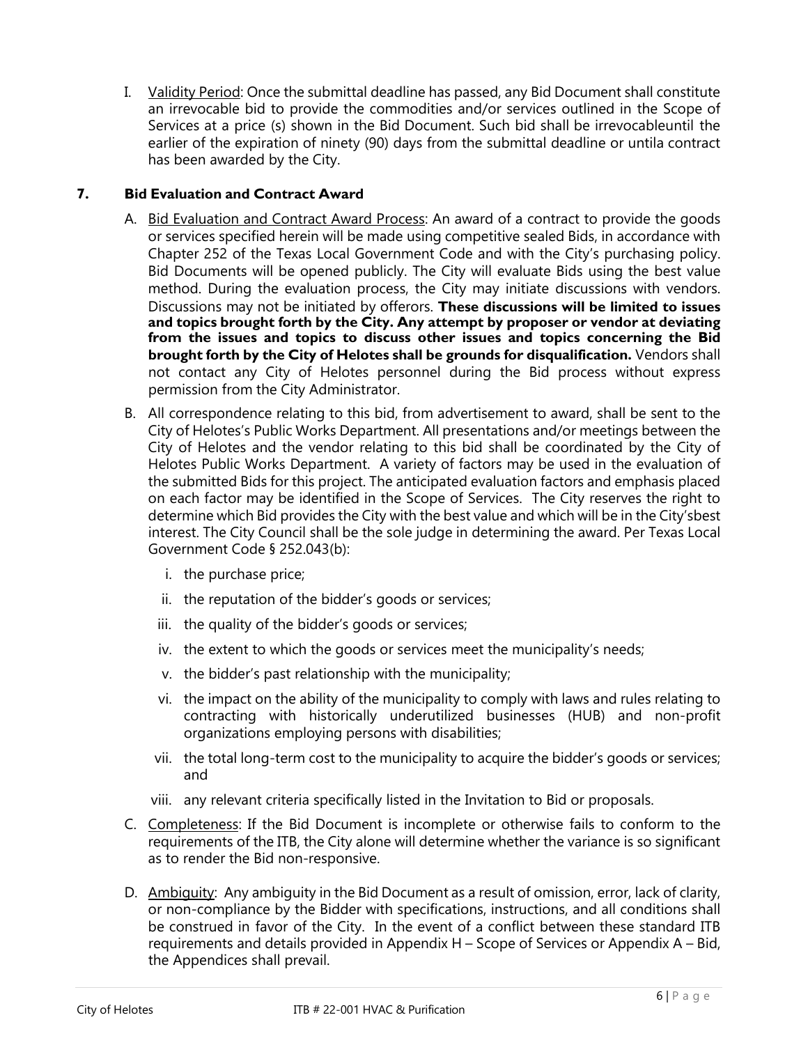I. Validity Period: Once the submittal deadline has passed, any Bid Document shall constitute an irrevocable bid to provide the commodities and/or services outlined in the Scope of Services at a price (s) shown in the Bid Document. Such bid shall be irrevocableuntil the earlier of the expiration of ninety (90) days from the submittal deadline or untila contract has been awarded by the City.

## 7. Bid Evaluation and Contract Award

A. Bid Evaluation and Contract Award Process: An award of a contract to provide the goods or services specified herein will be made using competitive sealed Bids, in accordance with Chapter 252 of the Texas Local Government Code and with the City's purchasing policy. Bid Documents will be opened publicly. The City will evaluate Bids using the best value method. During the evaluation process, the City may initiate discussions with vendors. Discussions may not be initiated by offerors. **These discussions will be limited to issues and topics brought forth by the City. Any attempt by proposer or vendor at deviating from the issues and topics to discuss other issues and topics concerning the Bid brought forth by the City of Helotes shall be grounds for disqualification.** Vendors shall not contact any City of Helotes personnel during the Bid process without express permission from the City Administrator.

B. All correspondence relating to this bid, from advertisement to award, shall be sent to the City of Helotes's Public Works Department. All presentations and/or meetings between the City of Helotes and the vendor relating to this bid shall be coordinated by the City of Helotes Public Works Department. A variety of factors may be used in the evaluation of the submitted Bids for this project. The anticipated evaluation factors and emphasis placed on each factor may be identified in the Scope of Services. The City reserves the right to determine which Bid provides the City with the best value and which will be in the City'sbest interest. The City Council shall be the sole judge in determining the award. Per Texas Local Government Code § 252.043(b):

   i. the purchase price;
   ii. the reputation of the bidder's goods or services;
   iii. the quality of the bidder's goods or services;
   iv. the extent to which the goods or services meet the municipality's needs;
   v. the bidder's past relationship with the municipality;
   vi. the impact on the ability of the municipality to comply with laws and rules relating to contracting with historically underutilized businesses (HUB) and non-profit organizations employing persons with disabilities;
   vii. the total long-term cost to the municipality to acquire the bidder's goods or services; and
   viii. any relevant criteria specifically listed in the Invitation to Bid or proposals.

C. Completeness: If the Bid Document is incomplete or otherwise fails to conform to the requirements of the ITB, the City alone will determine whether the variance is so significant as to render the Bid non-responsive.

D. Ambiguity: Any ambiguity in the Bid Document as a result of omission, error, lack of clarity, or non-compliance by the Bidder with specifications, instructions, and all conditions shall be construed in favor of the City. In the event of a conflict between these standard ITB requirements and details provided in Appendix H – Scope of Services or Appendix A – Bid, the Appendices shall prevail.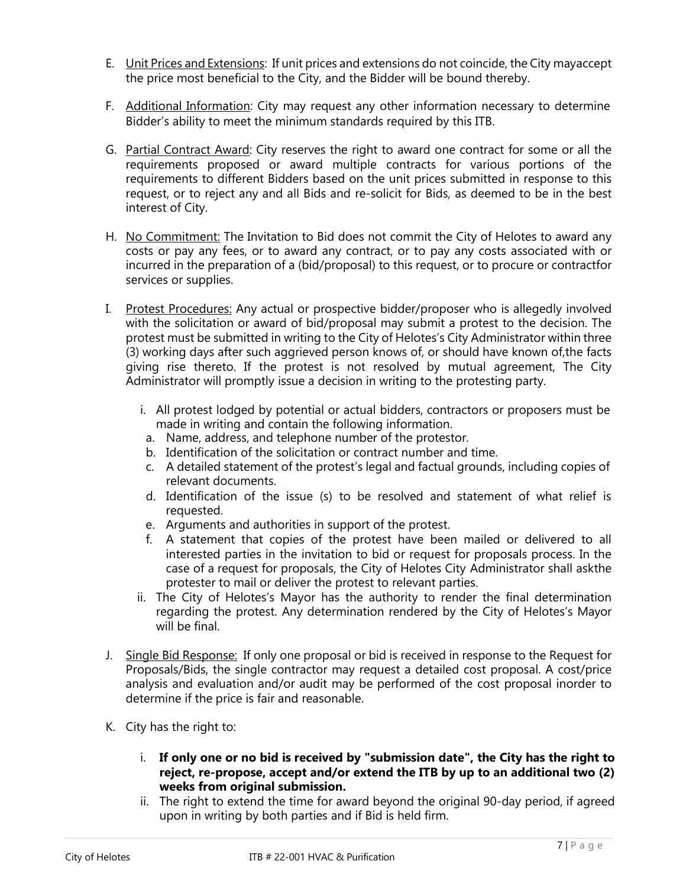E. Unit Prices and Extensions: If unit prices and extensions do not coincide, the City mayaccept the price most beneficial to the City, and the Bidder will be bound thereby.

F. Additional Information: City may request any other information necessary to determine Bidder's ability to meet the minimum standards required by this ITB.

G. Partial Contract Award: City reserves the right to award one contract for some or all the requirements proposed or award multiple contracts for various portions of the requirements to different Bidders based on the unit prices submitted in response to this request, or to reject any and all Bids and re-solicit for Bids, as deemed to be in the best interest of City.

H. No Commitment: The Invitation to Bid does not commit the City of Helotes to award any costs or pay any fees, or to award any contract, or to pay any costs associated with or incurred in the preparation of a (bid/proposal) to this request, or to procure or contractfor services or supplies.

I. Protest Procedures: Any actual or prospective bidder/proposer who is allegedly involved with the solicitation or award of bid/proposal may submit a protest to the decision. The protest must be submitted in writing to the City of Helotes's City Administrator within three (3) working days after such aggrieved person knows of, or should have known of,the facts giving rise thereto. If the protest is not resolved by mutual agreement, The City Administrator will promptly issue a decision in writing to the protesting party.

   i. All protest lodged by potential or actual bidders, contractors or proposers must be made in writing and contain the following information.
      a. Name, address, and telephone number of the protestor.
      b. Identification of the solicitation or contract number and time.
      c. A detailed statement of the protest's legal and factual grounds, including copies of relevant documents.
      d. Identification of the issue (s) to be resolved and statement of what relief is requested.
      e. Arguments and authorities in support of the protest.
      f. A statement that copies of the protest have been mailed or delivered to all interested parties in the invitation to bid or request for proposals process. In the case of a request for proposals, the City of Helotes City Administrator shall askthe protester to mail or deliver the protest to relevant parties.
   ii. The City of Helotes's Mayor has the authority to render the final determination regarding the protest. Any determination rendered by the City of Helotes's Mayor will be final.

J. Single Bid Response: If only one proposal or bid is received in response to the Request for Proposals/Bids, the single contractor may request a detailed cost proposal. A cost/price analysis and evaluation and/or audit may be performed of the cost proposal inorder to determine if the price is fair and reasonable.

K. City has the right to:

   i. **If only one or no bid is received by "submission date", the City has the right to reject, re-propose, accept and/or extend the ITB by up to an additional two (2) weeks from original submission.**
   ii. The right to extend the time for award beyond the original 90-day period, if agreed upon in writing by both parties and if Bid is held firm.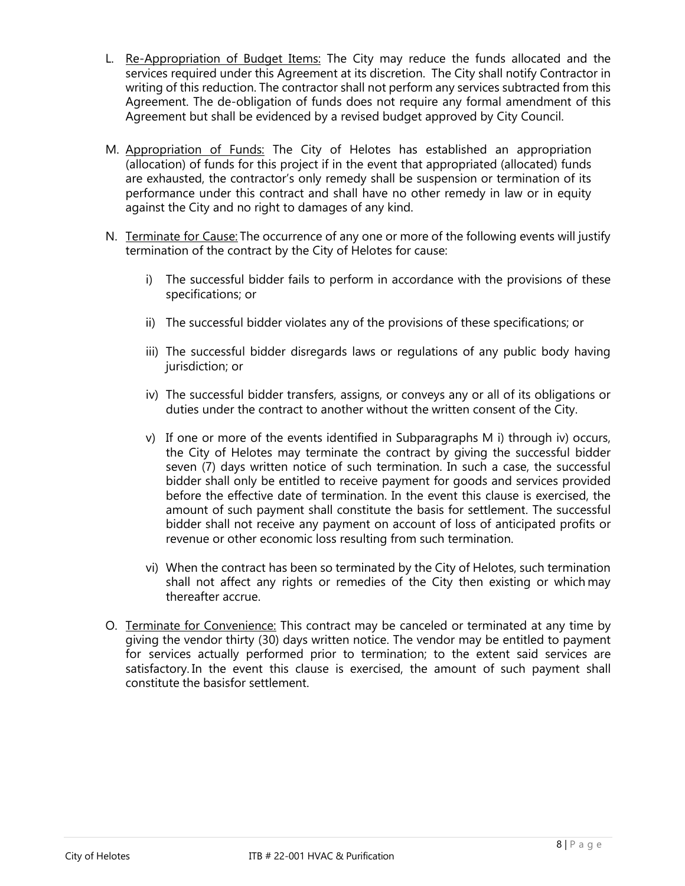L. Re-Appropriation of Budget Items: The City may reduce the funds allocated and the services required under this Agreement at its discretion. The City shall notify Contractor in writing of this reduction. The contractor shall not perform any services subtracted from this Agreement. The de-obligation of funds does not require any formal amendment of this Agreement but shall be evidenced by a revised budget approved by City Council.

M. Appropriation of Funds: The City of Helotes has established an appropriation (allocation) of funds for this project if in the event that appropriated (allocated) funds are exhausted, the contractor's only remedy shall be suspension or termination of its performance under this contract and shall have no other remedy in law or in equity against the City and no right to damages of any kind.

N. Terminate for Cause: The occurrence of any one or more of the following events will justify termination of the contract by the City of Helotes for cause:

   i) The successful bidder fails to perform in accordance with the provisions of these specifications; or

   ii) The successful bidder violates any of the provisions of these specifications; or

   iii) The successful bidder disregards laws or regulations of any public body having jurisdiction; or

   iv) The successful bidder transfers, assigns, or conveys any or all of its obligations or duties under the contract to another without the written consent of the City.

   v) If one or more of the events identified in Subparagraphs M i) through iv) occurs, the City of Helotes may terminate the contract by giving the successful bidder seven (7) days written notice of such termination. In such a case, the successful bidder shall only be entitled to receive payment for goods and services provided before the effective date of termination. In the event this clause is exercised, the amount of such payment shall constitute the basis for settlement. The successful bidder shall not receive any payment on account of loss of anticipated profits or revenue or other economic loss resulting from such termination.

   vi) When the contract has been so terminated by the City of Helotes, such termination shall not affect any rights or remedies of the City then existing or which may thereafter accrue.

O. Terminate for Convenience: This contract may be canceled or terminated at any time by giving the vendor thirty (30) days written notice. The vendor may be entitled to payment for services actually performed prior to termination; to the extent said services are satisfactory. In the event this clause is exercised, the amount of such payment shall constitute the basisfor settlement.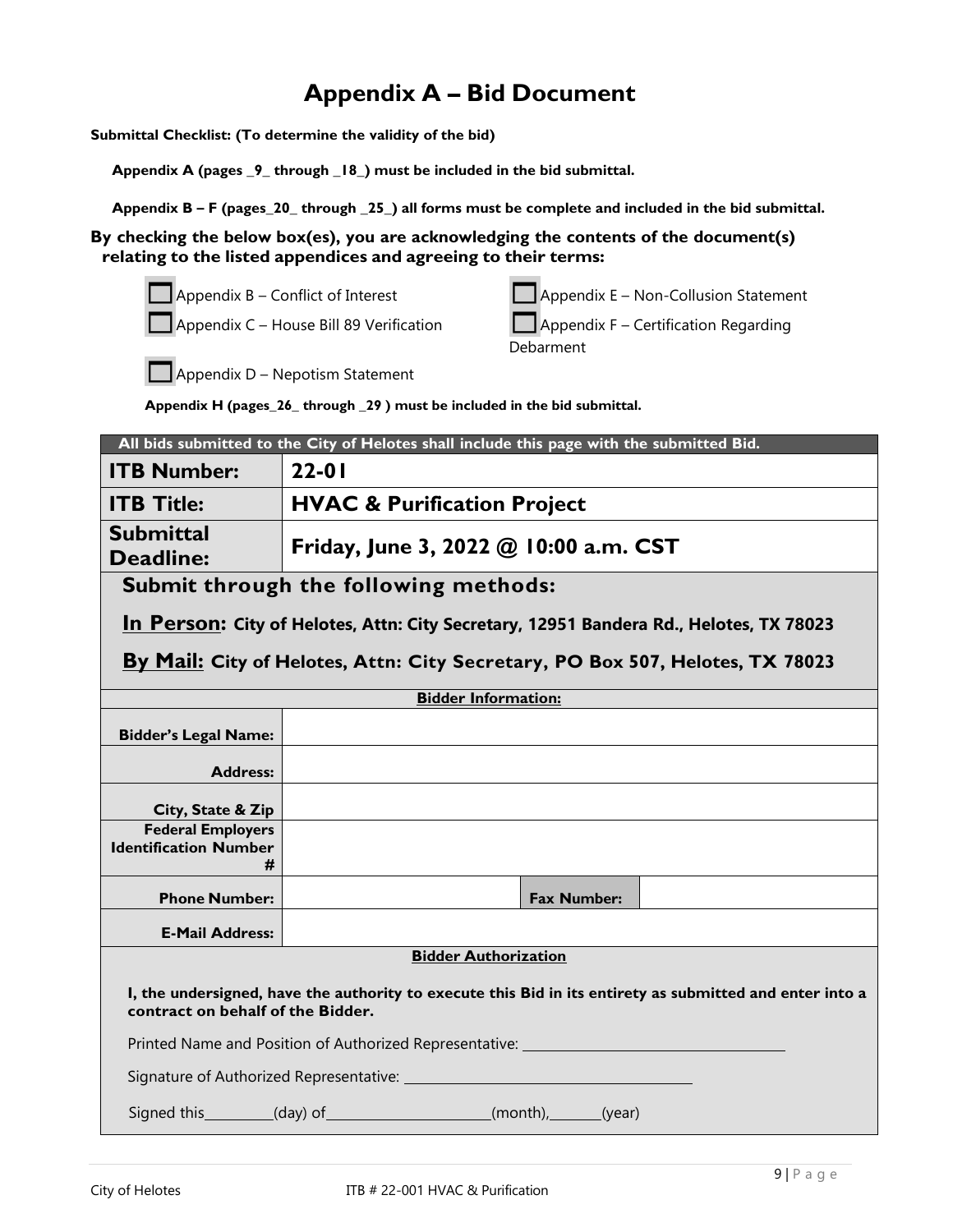# Appendix A – Bid Document

**Submittal Checklist: (To determine the validity of the bid)**

**Appendix A (pages _9_ through _18_) must be included in the bid submittal.**

**Appendix B – F (pages_20_ through _25_) all forms must be complete and included in the bid submittal.**

**By checking the below box(es), you are acknowledging the contents of the document(s) relating to the listed appendices and agreeing to their terms:**

- ☐ Appendix B – Conflict of Interest
- ☐ Appendix C – House Bill 89 Verification
- ☐ Appendix D – Nepotism Statement
- ☐ Appendix E – Non-Collusion Statement
- ☐ Appendix F – Certification Regarding Debarment

**Appendix H (pages_26_ through _29 ) must be included in the bid submittal.**

| **All bids submitted to the City of Helotes shall include this page with the submitted Bid.** | | | |
|---|---|---|---|
| **ITB Number:** | **22-01** | | |
| **ITB Title:** | **HVAC & Purification Project** | | |
| **Submittal Deadline:** | **Friday, June 3, 2022 @ 10:00 a.m. CST** | | |

**Submit through the following methods:**

**In Person: City of Helotes, Attn: City Secretary, 12951 Bandera Rd., Helotes, TX 78023**

**By Mail: City of Helotes, Attn: City Secretary, PO Box 507, Helotes, TX 78023**

| **Bidder Information:** | | | |
|---|---|---|---|
| **Bidder's Legal Name:** | | | |
| **Address:** | | | |
| **City, State & Zip** | | | |
| **Federal Employers Identification Number #** | | | |
| **Phone Number:** | | **Fax Number:** | |
| **E-Mail Address:** | | | |

**Bidder Authorization**

**I, the undersigned, have the authority to execute this Bid in its entirety as submitted and enter into a contract on behalf of the Bidder.**

Printed Name and Position of Authorized Representative: ___________________________________

Signature of Authorized Representative: ___________________________________

Signed this_________(day) of_____________________(month),_______(year)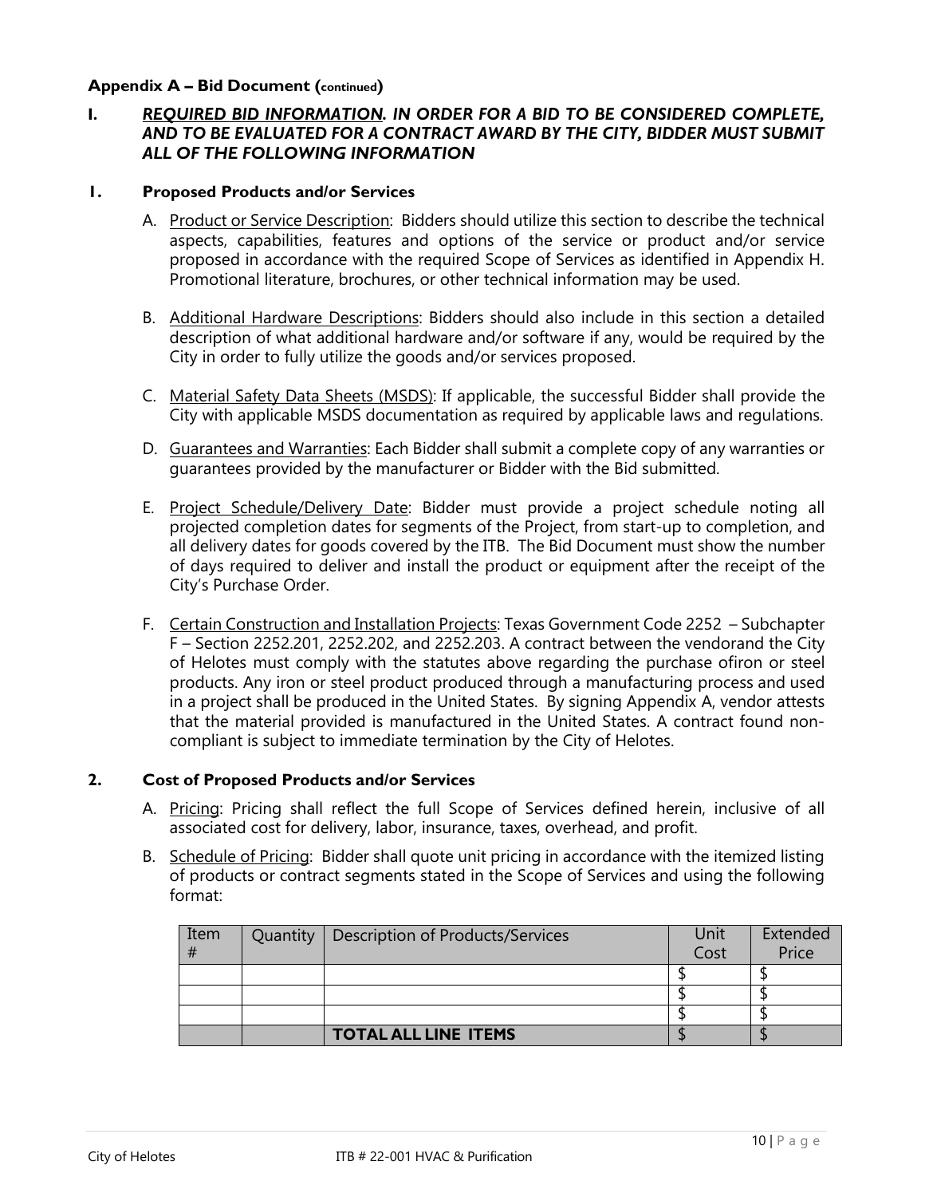**Appendix A – Bid Document (continued)**

**I. *REQUIRED BID INFORMATION. IN ORDER FOR A BID TO BE CONSIDERED COMPLETE, AND TO BE EVALUATED FOR A CONTRACT AWARD BY THE CITY, BIDDER MUST SUBMIT ALL OF THE FOLLOWING INFORMATION***

**1. Proposed Products and/or Services**

A. Product or Service Description: Bidders should utilize this section to describe the technical aspects, capabilities, features and options of the service or product and/or service proposed in accordance with the required Scope of Services as identified in Appendix H. Promotional literature, brochures, or other technical information may be used.

B. Additional Hardware Descriptions: Bidders should also include in this section a detailed description of what additional hardware and/or software if any, would be required by the City in order to fully utilize the goods and/or services proposed.

C. Material Safety Data Sheets (MSDS): If applicable, the successful Bidder shall provide the City with applicable MSDS documentation as required by applicable laws and regulations.

D. Guarantees and Warranties: Each Bidder shall submit a complete copy of any warranties or guarantees provided by the manufacturer or Bidder with the Bid submitted.

E. Project Schedule/Delivery Date: Bidder must provide a project schedule noting all projected completion dates for segments of the Project, from start-up to completion, and all delivery dates for goods covered by the ITB. The Bid Document must show the number of days required to deliver and install the product or equipment after the receipt of the City's Purchase Order.

F. Certain Construction and Installation Projects: Texas Government Code 2252 – Subchapter F – Section 2252.201, 2252.202, and 2252.203. A contract between the vendorand the City of Helotes must comply with the statutes above regarding the purchase ofiron or steel products. Any iron or steel product produced through a manufacturing process and used in a project shall be produced in the United States. By signing Appendix A, vendor attests that the material provided is manufactured in the United States. A contract found non-compliant is subject to immediate termination by the City of Helotes.

**2. Cost of Proposed Products and/or Services**

A. Pricing: Pricing shall reflect the full Scope of Services defined herein, inclusive of all associated cost for delivery, labor, insurance, taxes, overhead, and profit.

B. Schedule of Pricing: Bidder shall quote unit pricing in accordance with the itemized listing of products or contract segments stated in the Scope of Services and using the following format:

| Item # | Quantity | Description of Products/Services | Unit Cost | Extended Price |
|---|---|---|---|---|
| | | | $ | $ |
| | | | $ | $ |
| | | | $ | $ |
| | | **TOTAL ALL LINE ITEMS** | $ | $ |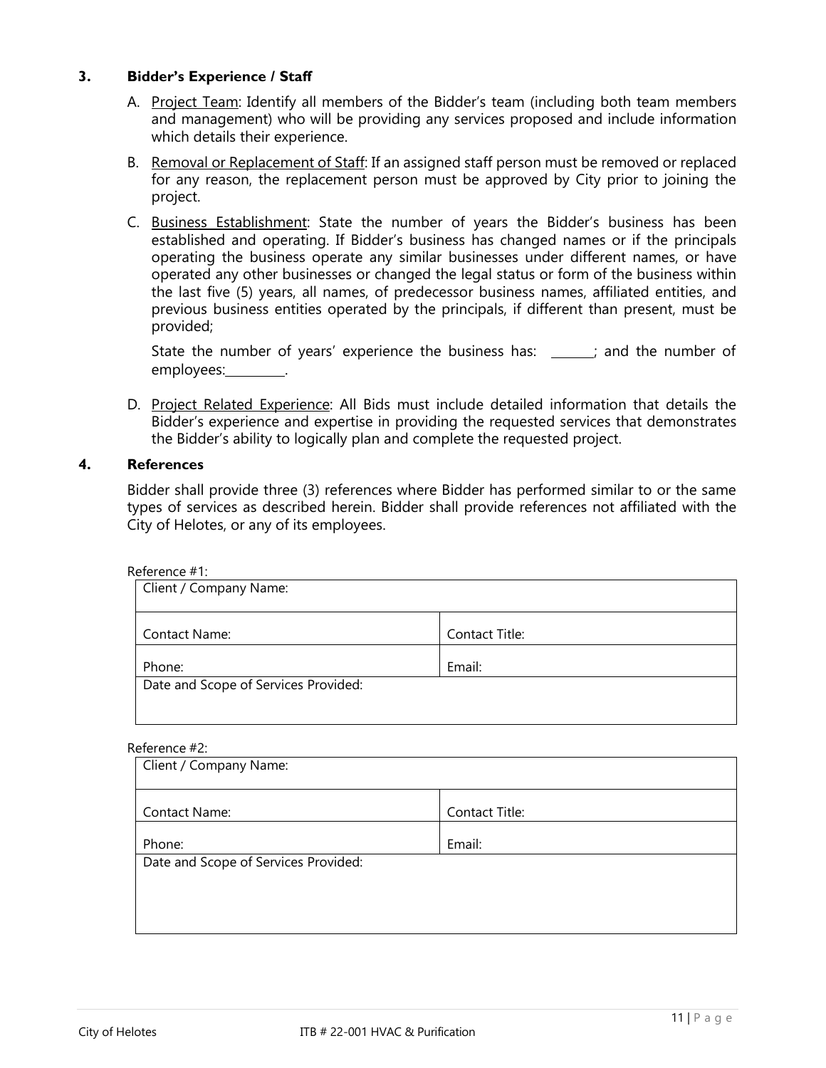### 3. Bidder's Experience / Staff

A. <u>Project Team</u>: Identify all members of the Bidder's team (including both team members and management) who will be providing any services proposed and include information which details their experience.

B. <u>Removal or Replacement of Staff</u>: If an assigned staff person must be removed or replaced for any reason, the replacement person must be approved by City prior to joining the project.

C. <u>Business Establishment</u>: State the number of years the Bidder's business has been established and operating. If Bidder's business has changed names or if the principals operating the business operate any similar businesses under different names, or have operated any other businesses or changed the legal status or form of the business within the last five (5) years, all names, of predecessor business names, affiliated entities, and previous business entities operated by the principals, if different than present, must be provided;

State the number of years' experience the business has: ______; and the number of employees:_________.

D. <u>Project Related Experience</u>: All Bids must include detailed information that details the Bidder's experience and expertise in providing the requested services that demonstrates the Bidder's ability to logically plan and complete the requested project.

### 4. References

Bidder shall provide three (3) references where Bidder has performed similar to or the same types of services as described herein. Bidder shall provide references not affiliated with the City of Helotes, or any of its employees.

Reference #1:

| Client / Company Name: | |
|---|---|
| Contact Name: | Contact Title: |
| Phone: | Email: |
| Date and Scope of Services Provided: | |

Reference #2:

| Client / Company Name: | |
|---|---|
| Contact Name: | Contact Title: |
| Phone: | Email: |
| Date and Scope of Services Provided: | |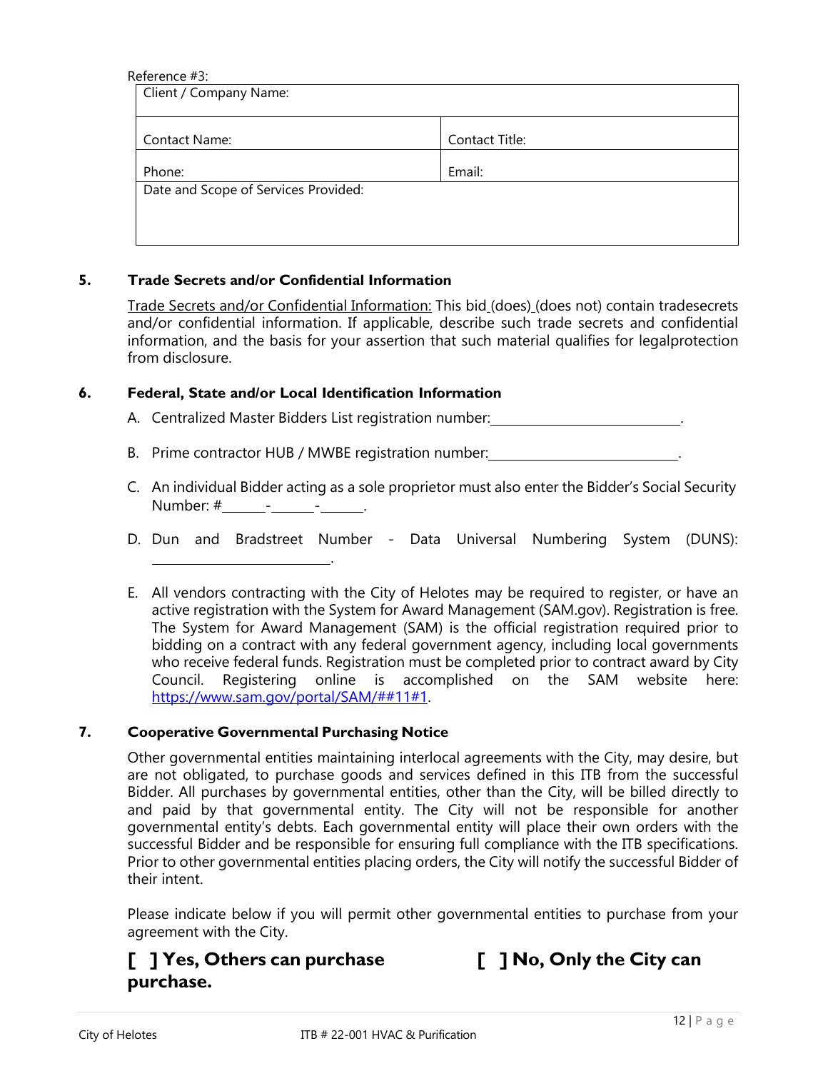Reference #3:

| Client / Company Name: | |
|---|---|
| Contact Name: | Contact Title: |
| Phone: | Email: |
| Date and Scope of Services Provided: | |

**5. Trade Secrets and/or Confidential Information**

Trade Secrets and/or Confidential Information: This bid (does) (does not) contain tradesecrets and/or confidential information. If applicable, describe such trade secrets and confidential information, and the basis for your assertion that such material qualifies for legalprotection from disclosure.

**6. Federal, State and/or Local Identification Information**

A. Centralized Master Bidders List registration number:\_\_\_\_\_\_\_\_\_\_\_\_\_\_\_\_\_\_\_\_\_\_\_\_\_\_.

B. Prime contractor HUB / MWBE registration number:\_\_\_\_\_\_\_\_\_\_\_\_\_\_\_\_\_\_\_\_\_\_\_\_\_\_.

C. An individual Bidder acting as a sole proprietor must also enter the Bidder's Social Security Number: #\_\_\_\_\_\_-\_\_\_\_\_\_-\_\_\_\_\_\_.

D. Dun and Bradstreet Number - Data Universal Numbering System (DUNS): \_\_\_\_\_\_\_\_\_\_\_\_\_\_\_\_\_\_\_\_\_\_\_\_\_\_.

E. All vendors contracting with the City of Helotes may be required to register, or have an active registration with the System for Award Management (SAM.gov). Registration is free. The System for Award Management (SAM) is the official registration required prior to bidding on a contract with any federal government agency, including local governments who receive federal funds. Registration must be completed prior to contract award by City Council. Registering online is accomplished on the SAM website here: https://www.sam.gov/portal/SAM/##11#1.

**7. Cooperative Governmental Purchasing Notice**

Other governmental entities maintaining interlocal agreements with the City, may desire, but are not obligated, to purchase goods and services defined in this ITB from the successful Bidder. All purchases by governmental entities, other than the City, will be billed directly to and paid by that governmental entity. The City will not be responsible for another governmental entity's debts. Each governmental entity will place their own orders with the successful Bidder and be responsible for ensuring full compliance with the ITB specifications. Prior to other governmental entities placing orders, the City will notify the successful Bidder of their intent.

Please indicate below if you will permit other governmental entities to purchase from your agreement with the City.

**[ ] Yes, Others can purchase** **[ ] No, Only the City can purchase.**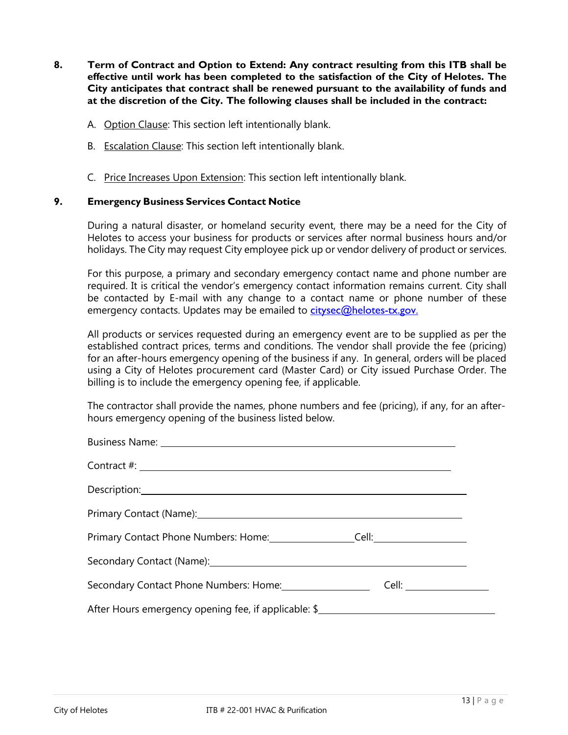**8. Term of Contract and Option to Extend: Any contract resulting from this ITB shall be effective until work has been completed to the satisfaction of the City of Helotes. The City anticipates that contract shall be renewed pursuant to the availability of funds and at the discretion of the City. The following clauses shall be included in the contract:**

A. Option Clause: This section left intentionally blank.

B. Escalation Clause: This section left intentionally blank.

C. Price Increases Upon Extension: This section left intentionally blank.

**9. Emergency Business Services Contact Notice**

During a natural disaster, or homeland security event, there may be a need for the City of Helotes to access your business for products or services after normal business hours and/or holidays. The City may request City employee pick up or vendor delivery of product or services.

For this purpose, a primary and secondary emergency contact name and phone number are required. It is critical the vendor's emergency contact information remains current. City shall be contacted by E-mail with any change to a contact name or phone number of these emergency contacts. Updates may be emailed to citysec@helotes-tx.gov.

All products or services requested during an emergency event are to be supplied as per the established contract prices, terms and conditions. The vendor shall provide the fee (pricing) for an after-hours emergency opening of the business if any. In general, orders will be placed using a City of Helotes procurement card (Master Card) or City issued Purchase Order. The billing is to include the emergency opening fee, if applicable.

The contractor shall provide the names, phone numbers and fee (pricing), if any, for an after-hours emergency opening of the business listed below.

Business Name: ______________________________________________

Contract #: ______________________________________________

Description: ______________________________________________

Primary Contact (Name): ______________________________________________

Primary Contact Phone Numbers: Home: ________________ Cell: ________________

Secondary Contact (Name): ______________________________________________

Secondary Contact Phone Numbers: Home: ________________ Cell: ________________

After Hours emergency opening fee, if applicable: $______________________________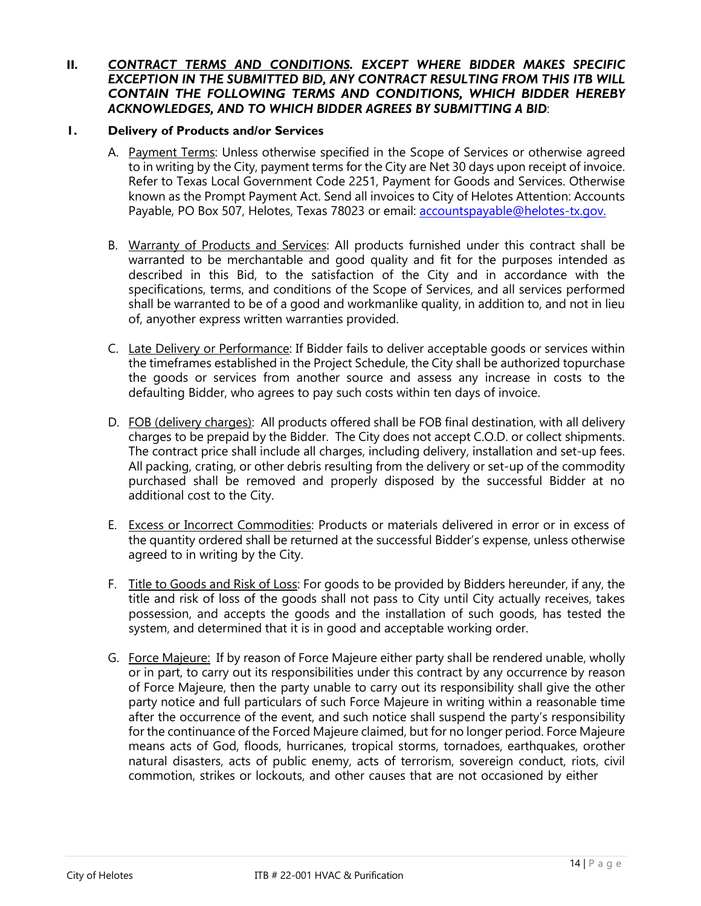## II. *CONTRACT TERMS AND CONDITIONS. EXCEPT WHERE BIDDER MAKES SPECIFIC EXCEPTION IN THE SUBMITTED BID, ANY CONTRACT RESULTING FROM THIS ITB WILL CONTAIN THE FOLLOWING TERMS AND CONDITIONS, WHICH BIDDER HEREBY ACKNOWLEDGES, AND TO WHICH BIDDER AGREES BY SUBMITTING A BID*:

### 1. Delivery of Products and/or Services

A. Payment Terms: Unless otherwise specified in the Scope of Services or otherwise agreed to in writing by the City, payment terms for the City are Net 30 days upon receipt of invoice. Refer to Texas Local Government Code 2251, Payment for Goods and Services. Otherwise known as the Prompt Payment Act. Send all invoices to City of Helotes Attention: Accounts Payable, PO Box 507, Helotes, Texas 78023 or email: accountspayable@helotes-tx.gov.

B. Warranty of Products and Services: All products furnished under this contract shall be warranted to be merchantable and good quality and fit for the purposes intended as described in this Bid, to the satisfaction of the City and in accordance with the specifications, terms, and conditions of the Scope of Services, and all services performed shall be warranted to be of a good and workmanlike quality, in addition to, and not in lieu of, anyother express written warranties provided.

C. Late Delivery or Performance: If Bidder fails to deliver acceptable goods or services within the timeframes established in the Project Schedule, the City shall be authorized topurchase the goods or services from another source and assess any increase in costs to the defaulting Bidder, who agrees to pay such costs within ten days of invoice.

D. FOB (delivery charges): All products offered shall be FOB final destination, with all delivery charges to be prepaid by the Bidder. The City does not accept C.O.D. or collect shipments. The contract price shall include all charges, including delivery, installation and set-up fees. All packing, crating, or other debris resulting from the delivery or set-up of the commodity purchased shall be removed and properly disposed by the successful Bidder at no additional cost to the City.

E. Excess or Incorrect Commodities: Products or materials delivered in error or in excess of the quantity ordered shall be returned at the successful Bidder's expense, unless otherwise agreed to in writing by the City.

F. Title to Goods and Risk of Loss: For goods to be provided by Bidders hereunder, if any, the title and risk of loss of the goods shall not pass to City until City actually receives, takes possession, and accepts the goods and the installation of such goods, has tested the system, and determined that it is in good and acceptable working order.

G. Force Majeure: If by reason of Force Majeure either party shall be rendered unable, wholly or in part, to carry out its responsibilities under this contract by any occurrence by reason of Force Majeure, then the party unable to carry out its responsibility shall give the other party notice and full particulars of such Force Majeure in writing within a reasonable time after the occurrence of the event, and such notice shall suspend the party's responsibility for the continuance of the Forced Majeure claimed, but for no longer period. Force Majeure means acts of God, floods, hurricanes, tropical storms, tornadoes, earthquakes, orother natural disasters, acts of public enemy, acts of terrorism, sovereign conduct, riots, civil commotion, strikes or lockouts, and other causes that are not occasioned by either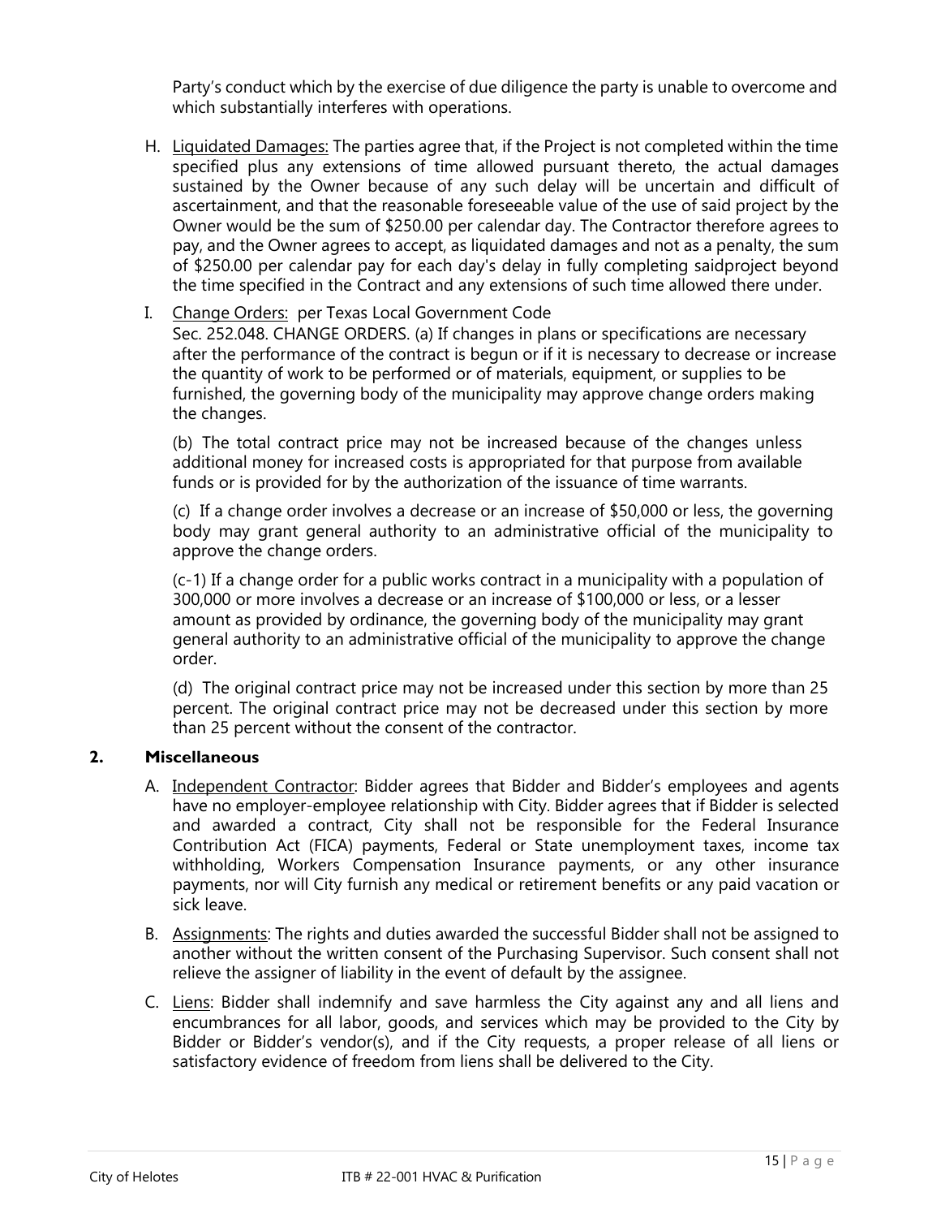Party's conduct which by the exercise of due diligence the party is unable to overcome and which substantially interferes with operations.

H. Liquidated Damages: The parties agree that, if the Project is not completed within the time specified plus any extensions of time allowed pursuant thereto, the actual damages sustained by the Owner because of any such delay will be uncertain and difficult of ascertainment, and that the reasonable foreseeable value of the use of said project by the Owner would be the sum of $250.00 per calendar day. The Contractor therefore agrees to pay, and the Owner agrees to accept, as liquidated damages and not as a penalty, the sum of $250.00 per calendar pay for each day's delay in fully completing saidproject beyond the time specified in the Contract and any extensions of such time allowed there under.

I. Change Orders: per Texas Local Government Code
Sec. 252.048. CHANGE ORDERS. (a) If changes in plans or specifications are necessary after the performance of the contract is begun or if it is necessary to decrease or increase the quantity of work to be performed or of materials, equipment, or supplies to be furnished, the governing body of the municipality may approve change orders making the changes.

(b) The total contract price may not be increased because of the changes unless additional money for increased costs is appropriated for that purpose from available funds or is provided for by the authorization of the issuance of time warrants.

(c) If a change order involves a decrease or an increase of $50,000 or less, the governing body may grant general authority to an administrative official of the municipality to approve the change orders.

(c-1) If a change order for a public works contract in a municipality with a population of 300,000 or more involves a decrease or an increase of $100,000 or less, or a lesser amount as provided by ordinance, the governing body of the municipality may grant general authority to an administrative official of the municipality to approve the change order.

(d) The original contract price may not be increased under this section by more than 25 percent. The original contract price may not be decreased under this section by more than 25 percent without the consent of the contractor.

**2. Miscellaneous**

A. Independent Contractor: Bidder agrees that Bidder and Bidder's employees and agents have no employer-employee relationship with City. Bidder agrees that if Bidder is selected and awarded a contract, City shall not be responsible for the Federal Insurance Contribution Act (FICA) payments, Federal or State unemployment taxes, income tax withholding, Workers Compensation Insurance payments, or any other insurance payments, nor will City furnish any medical or retirement benefits or any paid vacation or sick leave.

B. Assignments: The rights and duties awarded the successful Bidder shall not be assigned to another without the written consent of the Purchasing Supervisor. Such consent shall not relieve the assigner of liability in the event of default by the assignee.

C. Liens: Bidder shall indemnify and save harmless the City against any and all liens and encumbrances for all labor, goods, and services which may be provided to the City by Bidder or Bidder's vendor(s), and if the City requests, a proper release of all liens or satisfactory evidence of freedom from liens shall be delivered to the City.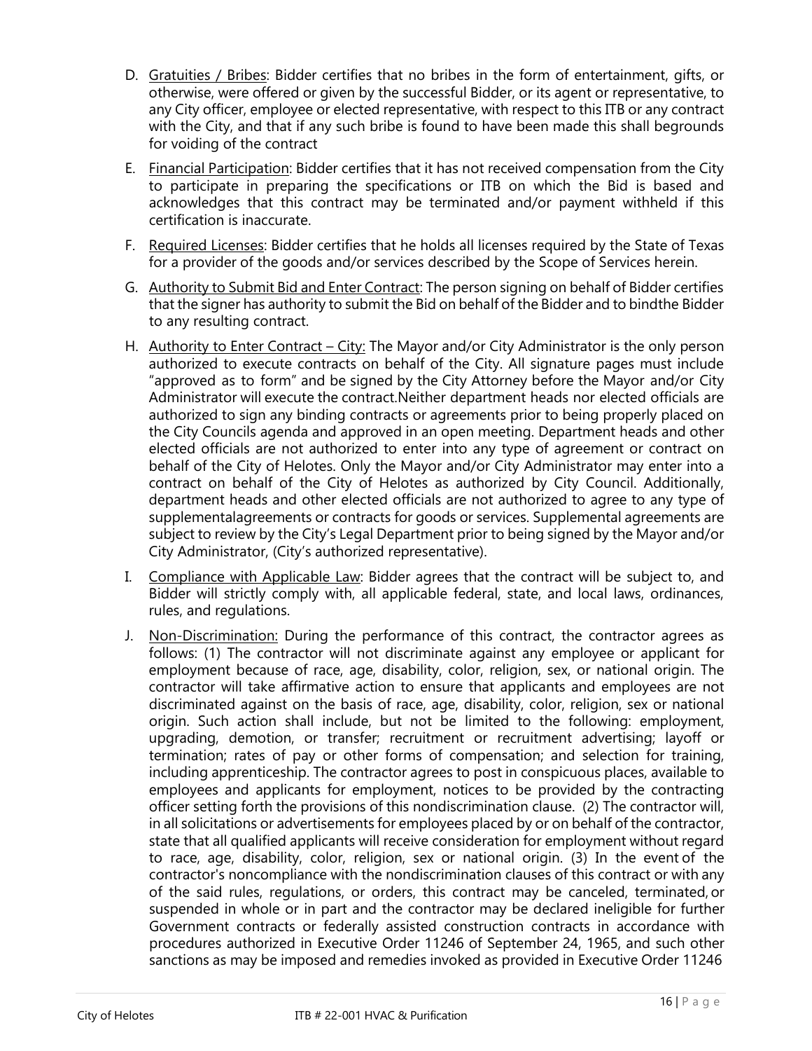D. Gratuities / Bribes: Bidder certifies that no bribes in the form of entertainment, gifts, or otherwise, were offered or given by the successful Bidder, or its agent or representative, to any City officer, employee or elected representative, with respect to this ITB or any contract with the City, and that if any such bribe is found to have been made this shall begrounds for voiding of the contract

E. Financial Participation: Bidder certifies that it has not received compensation from the City to participate in preparing the specifications or ITB on which the Bid is based and acknowledges that this contract may be terminated and/or payment withheld if this certification is inaccurate.

F. Required Licenses: Bidder certifies that he holds all licenses required by the State of Texas for a provider of the goods and/or services described by the Scope of Services herein.

G. Authority to Submit Bid and Enter Contract: The person signing on behalf of Bidder certifies that the signer has authority to submit the Bid on behalf of the Bidder and to bindthe Bidder to any resulting contract.

H. Authority to Enter Contract – City: The Mayor and/or City Administrator is the only person authorized to execute contracts on behalf of the City. All signature pages must include "approved as to form" and be signed by the City Attorney before the Mayor and/or City Administrator will execute the contract.Neither department heads nor elected officials are authorized to sign any binding contracts or agreements prior to being properly placed on the City Councils agenda and approved in an open meeting. Department heads and other elected officials are not authorized to enter into any type of agreement or contract on behalf of the City of Helotes. Only the Mayor and/or City Administrator may enter into a contract on behalf of the City of Helotes as authorized by City Council. Additionally, department heads and other elected officials are not authorized to agree to any type of supplementalagreements or contracts for goods or services. Supplemental agreements are subject to review by the City's Legal Department prior to being signed by the Mayor and/or City Administrator, (City's authorized representative).

I. Compliance with Applicable Law: Bidder agrees that the contract will be subject to, and Bidder will strictly comply with, all applicable federal, state, and local laws, ordinances, rules, and regulations.

J. Non-Discrimination: During the performance of this contract, the contractor agrees as follows: (1) The contractor will not discriminate against any employee or applicant for employment because of race, age, disability, color, religion, sex, or national origin. The contractor will take affirmative action to ensure that applicants and employees are not discriminated against on the basis of race, age, disability, color, religion, sex or national origin. Such action shall include, but not be limited to the following: employment, upgrading, demotion, or transfer; recruitment or recruitment advertising; layoff or termination; rates of pay or other forms of compensation; and selection for training, including apprenticeship. The contractor agrees to post in conspicuous places, available to employees and applicants for employment, notices to be provided by the contracting officer setting forth the provisions of this nondiscrimination clause. (2) The contractor will, in all solicitations or advertisements for employees placed by or on behalf of the contractor, state that all qualified applicants will receive consideration for employment without regard to race, age, disability, color, religion, sex or national origin. (3) In the event of the contractor's noncompliance with the nondiscrimination clauses of this contract or with any of the said rules, regulations, or orders, this contract may be canceled, terminated, or suspended in whole or in part and the contractor may be declared ineligible for further Government contracts or federally assisted construction contracts in accordance with procedures authorized in Executive Order 11246 of September 24, 1965, and such other sanctions as may be imposed and remedies invoked as provided in Executive Order 11246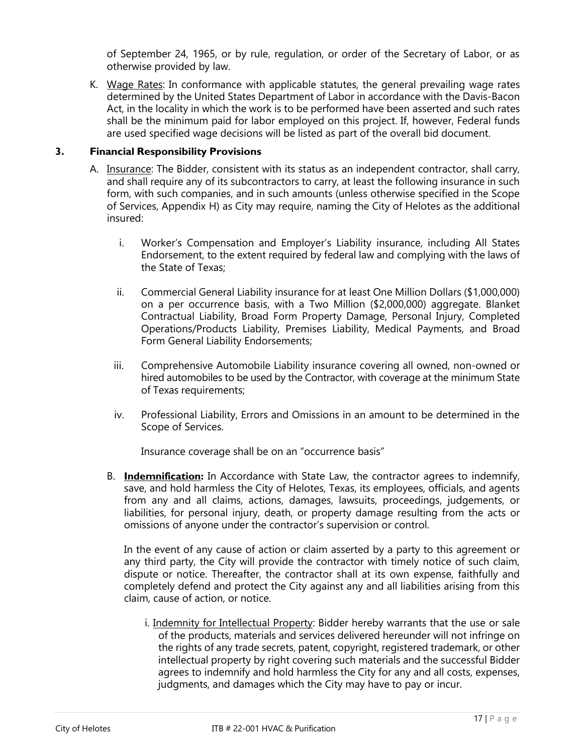of September 24, 1965, or by rule, regulation, or order of the Secretary of Labor, or as otherwise provided by law.

K. Wage Rates: In conformance with applicable statutes, the general prevailing wage rates determined by the United States Department of Labor in accordance with the Davis-Bacon Act, in the locality in which the work is to be performed have been asserted and such rates shall be the minimum paid for labor employed on this project. If, however, Federal funds are used specified wage decisions will be listed as part of the overall bid document.

### 3. Financial Responsibility Provisions

A. Insurance: The Bidder, consistent with its status as an independent contractor, shall carry, and shall require any of its subcontractors to carry, at least the following insurance in such form, with such companies, and in such amounts (unless otherwise specified in the Scope of Services, Appendix H) as City may require, naming the City of Helotes as the additional insured:

   i. Worker's Compensation and Employer's Liability insurance, including All States Endorsement, to the extent required by federal law and complying with the laws of the State of Texas;

   ii. Commercial General Liability insurance for at least One Million Dollars ($1,000,000) on a per occurrence basis, with a Two Million ($2,000,000) aggregate. Blanket Contractual Liability, Broad Form Property Damage, Personal Injury, Completed Operations/Products Liability, Premises Liability, Medical Payments, and Broad Form General Liability Endorsements;

   iii. Comprehensive Automobile Liability insurance covering all owned, non-owned or hired automobiles to be used by the Contractor, with coverage at the minimum State of Texas requirements;

   iv. Professional Liability, Errors and Omissions in an amount to be determined in the Scope of Services.

   Insurance coverage shall be on an "occurrence basis"

B. **Indemnification:** In Accordance with State Law, the contractor agrees to indemnify, save, and hold harmless the City of Helotes, Texas, its employees, officials, and agents from any and all claims, actions, damages, lawsuits, proceedings, judgements, or liabilities, for personal injury, death, or property damage resulting from the acts or omissions of anyone under the contractor's supervision or control.

   In the event of any cause of action or claim asserted by a party to this agreement or any third party, the City will provide the contractor with timely notice of such claim, dispute or notice. Thereafter, the contractor shall at its own expense, faithfully and completely defend and protect the City against any and all liabilities arising from this claim, cause of action, or notice.

   i. Indemnity for Intellectual Property: Bidder hereby warrants that the use or sale of the products, materials and services delivered hereunder will not infringe on the rights of any trade secrets, patent, copyright, registered trademark, or other intellectual property by right covering such materials and the successful Bidder agrees to indemnify and hold harmless the City for any and all costs, expenses, judgments, and damages which the City may have to pay or incur.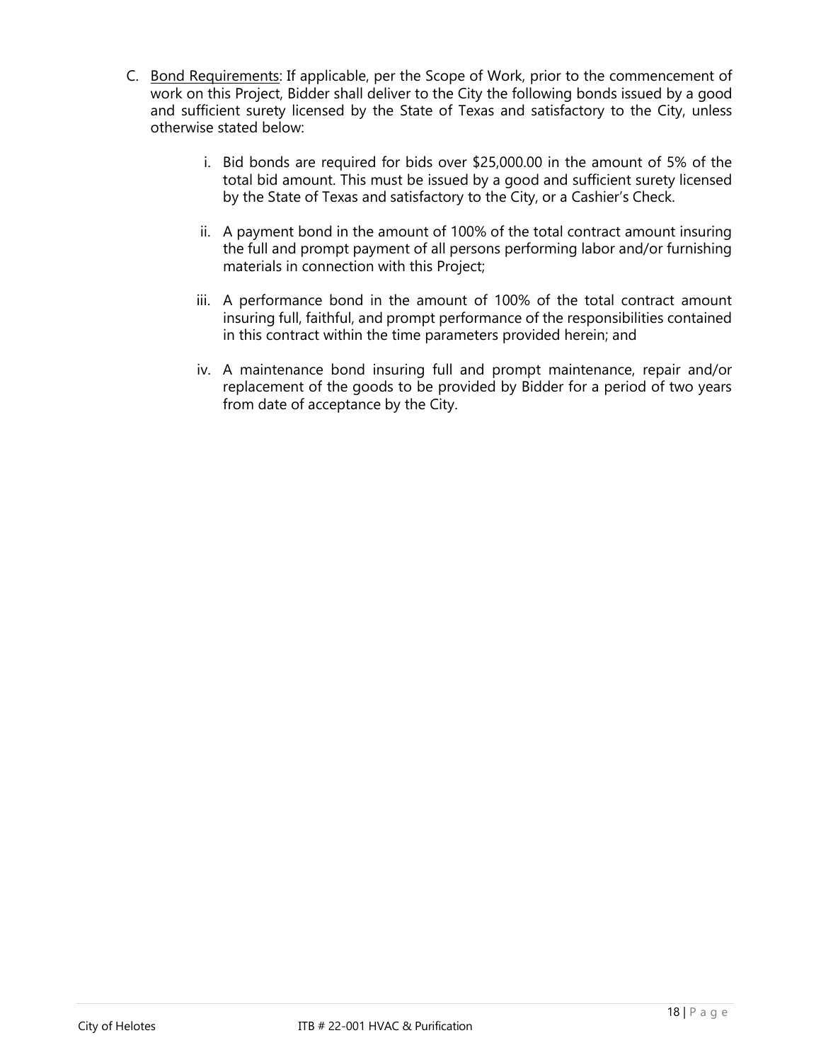C. <u>Bond Requirements</u>: If applicable, per the Scope of Work, prior to the commencement of work on this Project, Bidder shall deliver to the City the following bonds issued by a good and sufficient surety licensed by the State of Texas and satisfactory to the City, unless otherwise stated below:

   i. Bid bonds are required for bids over $25,000.00 in the amount of 5% of the total bid amount. This must be issued by a good and sufficient surety licensed by the State of Texas and satisfactory to the City, or a Cashier's Check.

   ii. A payment bond in the amount of 100% of the total contract amount insuring the full and prompt payment of all persons performing labor and/or furnishing materials in connection with this Project;

   iii. A performance bond in the amount of 100% of the total contract amount insuring full, faithful, and prompt performance of the responsibilities contained in this contract within the time parameters provided herein; and

   iv. A maintenance bond insuring full and prompt maintenance, repair and/or replacement of the goods to be provided by Bidder for a period of two years from date of acceptance by the City.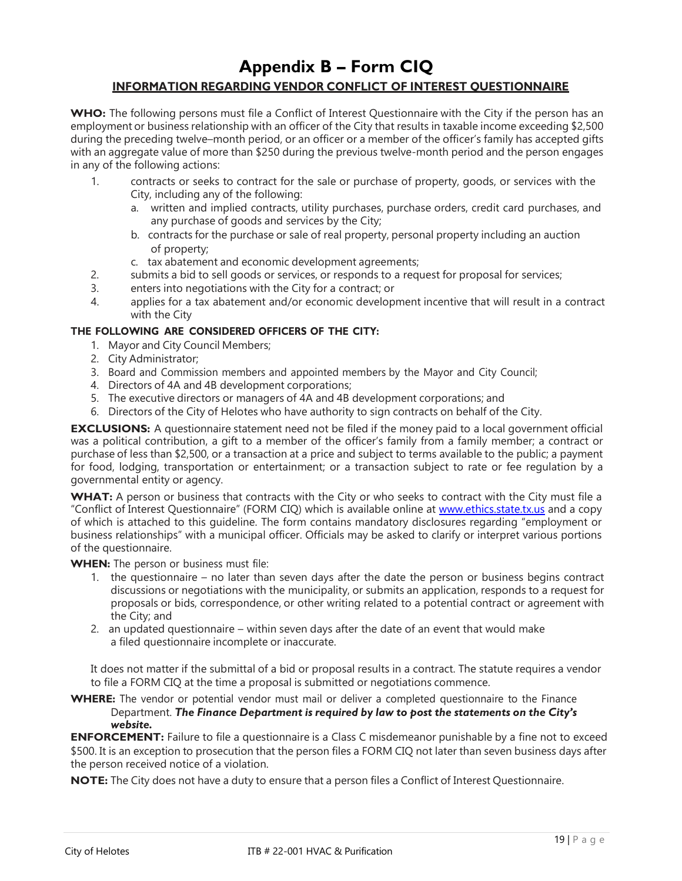# Appendix B – Form CIQ

## INFORMATION REGARDING VENDOR CONFLICT OF INTEREST QUESTIONNAIRE

**WHO:** The following persons must file a Conflict of Interest Questionnaire with the City if the person has an employment or business relationship with an officer of the City that results in taxable income exceeding $2,500 during the preceding twelve–month period, or an officer or a member of the officer's family has accepted gifts with an aggregate value of more than $250 during the previous twelve-month period and the person engages in any of the following actions:

1. contracts or seeks to contract for the sale or purchase of property, goods, or services with the City, including any of the following:
   a. written and implied contracts, utility purchases, purchase orders, credit card purchases, and any purchase of goods and services by the City;
   b. contracts for the purchase or sale of real property, personal property including an auction of property;
   c. tax abatement and economic development agreements;
2. submits a bid to sell goods or services, or responds to a request for proposal for services;
3. enters into negotiations with the City for a contract; or
4. applies for a tax abatement and/or economic development incentive that will result in a contract with the City

**THE FOLLOWING ARE CONSIDERED OFFICERS OF THE CITY:**

1. Mayor and City Council Members;
2. City Administrator;
3. Board and Commission members and appointed members by the Mayor and City Council;
4. Directors of 4A and 4B development corporations;
5. The executive directors or managers of 4A and 4B development corporations; and
6. Directors of the City of Helotes who have authority to sign contracts on behalf of the City.

**EXCLUSIONS:** A questionnaire statement need not be filed if the money paid to a local government official was a political contribution, a gift to a member of the officer's family from a family member; a contract or purchase of less than $2,500, or a transaction at a price and subject to terms available to the public; a payment for food, lodging, transportation or entertainment; or a transaction subject to rate or fee regulation by a governmental entity or agency.

**WHAT:** A person or business that contracts with the City or who seeks to contract with the City must file a "Conflict of Interest Questionnaire" (FORM CIQ) which is available online at www.ethics.state.tx.us and a copy of which is attached to this guideline. The form contains mandatory disclosures regarding "employment or business relationships" with a municipal officer. Officials may be asked to clarify or interpret various portions of the questionnaire.

**WHEN:** The person or business must file:

1. the questionnaire – no later than seven days after the date the person or business begins contract discussions or negotiations with the municipality, or submits an application, responds to a request for proposals or bids, correspondence, or other writing related to a potential contract or agreement with the City; and
2. an updated questionnaire – within seven days after the date of an event that would make a filed questionnaire incomplete or inaccurate.

It does not matter if the submittal of a bid or proposal results in a contract. The statute requires a vendor to file a FORM CIQ at the time a proposal is submitted or negotiations commence.

**WHERE:** The vendor or potential vendor must mail or deliver a completed questionnaire to the Finance Department. ***The Finance Department is required by law to post the statements on the City's website.***

**ENFORCEMENT:** Failure to file a questionnaire is a Class C misdemeanor punishable by a fine not to exceed $500. It is an exception to prosecution that the person files a FORM CIQ not later than seven business days after the person received notice of a violation.

**NOTE:** The City does not have a duty to ensure that a person files a Conflict of Interest Questionnaire.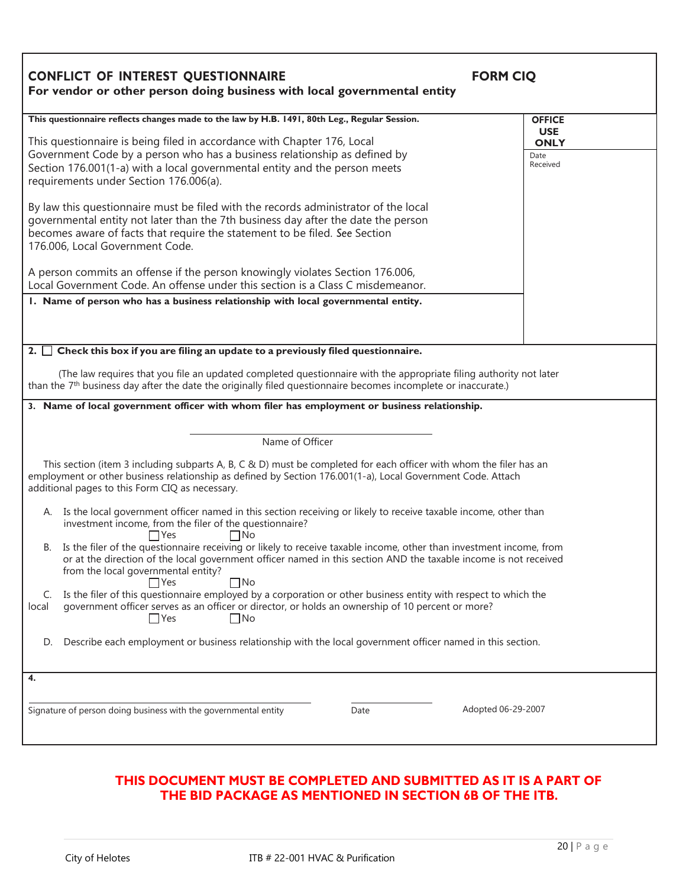# CONFLICT OF INTEREST QUESTIONNAIRE — FORM CIQ

**For vendor or other person doing business with local governmental entity**

| | OFFICE USE ONLY |
|---|---|
| **This questionnaire reflects changes made to the law by H.B. 1491, 80th Leg., Regular Session.** | Date Received |

This questionnaire is being filed in accordance with Chapter 176, Local Government Code by a person who has a business relationship as defined by Section 176.001(1-a) with a local governmental entity and the person meets requirements under Section 176.006(a).

By law this questionnaire must be filed with the records administrator of the local governmental entity not later than the 7th business day after the date the person becomes aware of facts that require the statement to be filed. *See* Section 176.006, Local Government Code.

A person commits an offense if the person knowingly violates Section 176.006, Local Government Code. An offense under this section is a Class C misdemeanor.

**1. Name of person who has a business relationship with local governmental entity.**

**2. ☐ Check this box if you are filing an update to a previously filed questionnaire.**

(The law requires that you file an updated completed questionnaire with the appropriate filing authority not later than the 7th business day after the date the originally filed questionnaire becomes incomplete or inaccurate.)

**3. Name of local government officer with whom filer has employment or business relationship.**

______________________________
Name of Officer

This section (item 3 including subparts A, B, C & D) must be completed for each officer with whom the filer has an employment or other business relationship as defined by Section 176.001(1-a), Local Government Code. Attach additional pages to this Form CIQ as necessary.

A. Is the local government officer named in this section receiving or likely to receive taxable income, other than investment income, from the filer of the questionnaire?
☐ Yes ☐ No

B. Is the filer of the questionnaire receiving or likely to receive taxable income, other than investment income, from or at the direction of the local government officer named in this section AND the taxable income is not received from the local governmental entity?
☐ Yes ☐ No

C. Is the filer of this questionnaire employed by a corporation or other business entity with respect to which the local government officer serves as an officer or director, or holds an ownership of 10 percent or more?
☐ Yes ☐ No

D. Describe each employment or business relationship with the local government officer named in this section.

**4.**

______________________________ ______________
Signature of person doing business with the governmental entity Date

Adopted 06-29-2007

**THIS DOCUMENT MUST BE COMPLETED AND SUBMITTED AS IT IS A PART OF THE BID PACKAGE AS MENTIONED IN SECTION 6B OF THE ITB.**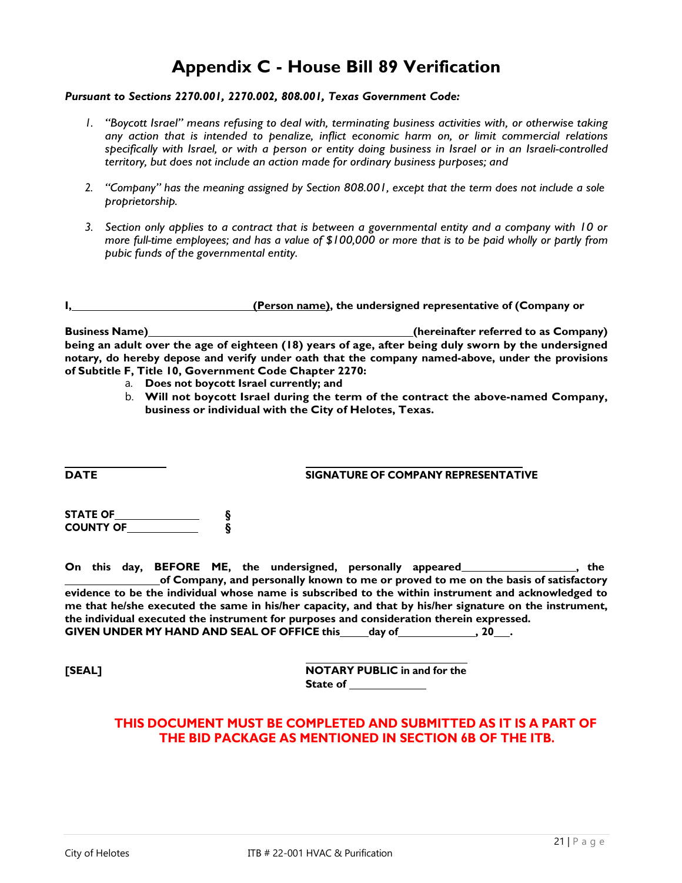# Appendix C - House Bill 89 Verification

***Pursuant to Sections 2270.001, 2270.002, 808.001, Texas Government Code:***

1. *"Boycott Israel" means refusing to deal with, terminating business activities with, or otherwise taking any action that is intended to penalize, inflict economic harm on, or limit commercial relations specifically with Israel, or with a person or entity doing business in Israel or in an Israeli-controlled territory, but does not include an action made for ordinary business purposes; and*

2. *"Company" has the meaning assigned by Section 808.001, except that the term does not include a sole proprietorship.*

3. *Section only applies to a contract that is between a governmental entity and a company with 10 or more full-time employees; and has a value of $100,000 or more that is to be paid wholly or partly from pubic funds of the governmental entity.*

**I,\_\_\_\_\_\_\_\_\_\_\_\_\_\_\_\_\_\_\_\_\_\_\_\_\_\_\_\_\_\_ (Person name), the undersigned representative of (Company or Business Name)\_\_\_\_\_\_\_\_\_\_\_\_\_\_\_\_\_\_\_\_\_\_\_\_\_\_\_\_\_\_\_\_\_\_\_\_\_\_\_\_\_\_\_\_(hereinafter referred to as Company) being an adult over the age of eighteen (18) years of age, after being duly sworn by the undersigned notary, do hereby depose and verify under oath that the company named-above, under the provisions of Subtitle F, Title 10, Government Code Chapter 2270:**

a. **Does not boycott Israel currently; and**
b. **Will not boycott Israel during the term of the contract the above-named Company, business or individual with the City of Helotes, Texas.**

\_\_\_\_\_\_\_\_\_\_\_\_\_\_\_\_\_\_ &nbsp;&nbsp;&nbsp;&nbsp;&nbsp;&nbsp;&nbsp;&nbsp; \_\_\_\_\_\_\_\_\_\_\_\_\_\_\_\_\_\_\_\_\_\_\_\_\_\_\_\_\_\_\_\_\_\_\_\_

**DATE** &nbsp;&nbsp;&nbsp;&nbsp;&nbsp;&nbsp;&nbsp;&nbsp; **SIGNATURE OF COMPANY REPRESENTATIVE**

**STATE OF\_\_\_\_\_\_\_\_\_\_\_\_\_\_ §**
**COUNTY OF\_\_\_\_\_\_\_\_\_\_\_\_ §**

**On this day, BEFORE ME, the undersigned, personally appeared\_\_\_\_\_\_\_\_\_\_\_\_\_\_\_\_\_\_\_, the \_\_\_\_\_\_\_\_\_\_\_\_\_\_\_\_of Company, and personally known to me or proved to me on the basis of satisfactory evidence to be the individual whose name is subscribed to the within instrument and acknowledged to me that he/she executed the same in his/her capacity, and that by his/her signature on the instrument, the individual executed the instrument for purposes and consideration therein expressed.**
**GIVEN UNDER MY HAND AND SEAL OF OFFICE this\_\_\_\_\_day of\_\_\_\_\_\_\_\_\_\_\_\_\_, 20\_\_\_.**

**[SEAL]** &nbsp;&nbsp;&nbsp;&nbsp;&nbsp;&nbsp;&nbsp;&nbsp; \_\_\_\_\_\_\_\_\_\_\_\_\_\_\_\_\_\_\_\_\_\_\_\_\_\_\_
**NOTARY PUBLIC in and for the State of \_\_\_\_\_\_\_\_\_\_\_\_\_**

**THIS DOCUMENT MUST BE COMPLETED AND SUBMITTED AS IT IS A PART OF THE BID PACKAGE AS MENTIONED IN SECTION 6B OF THE ITB.**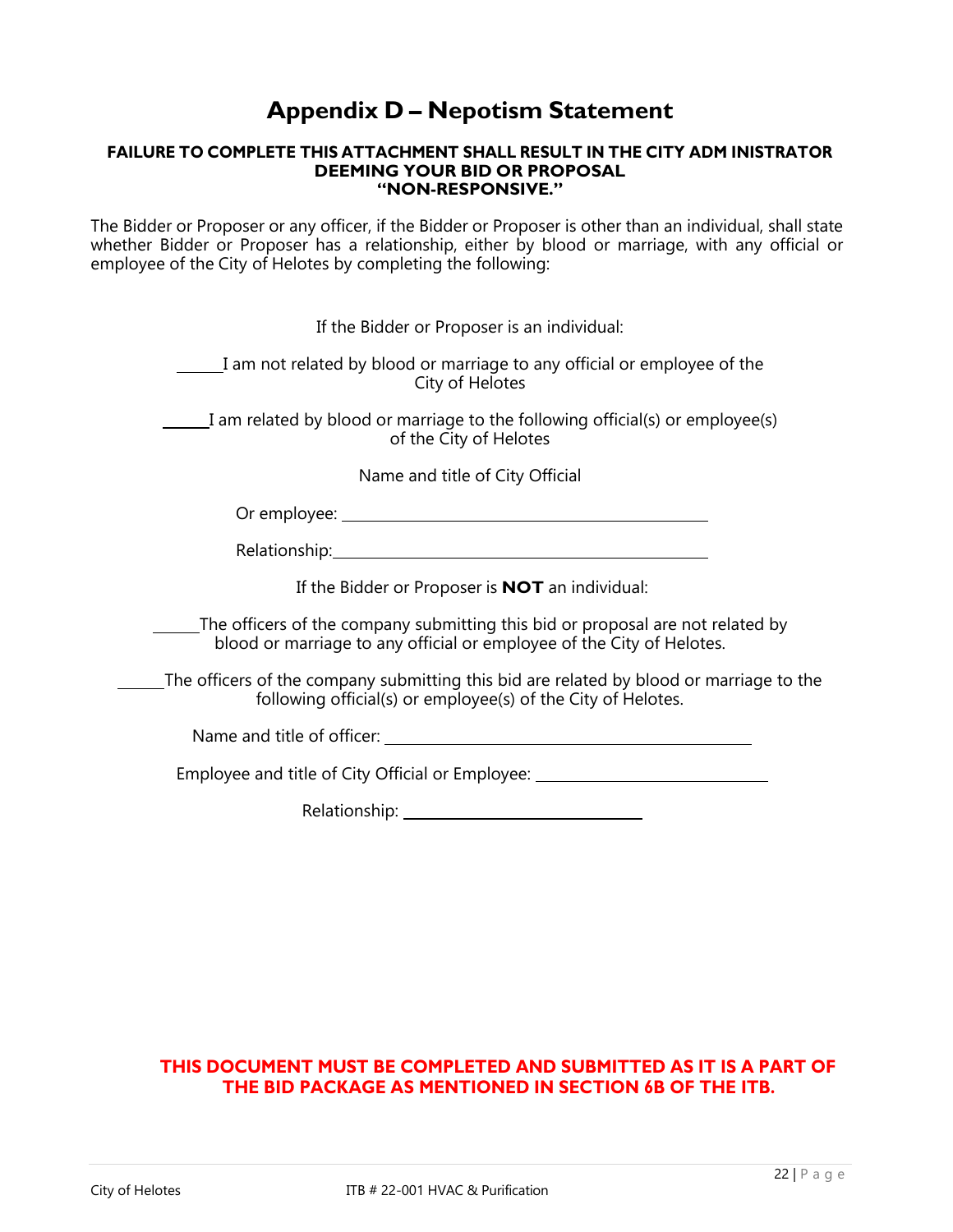# Appendix D – Nepotism Statement

**FAILURE TO COMPLETE THIS ATTACHMENT SHALL RESULT IN THE CITY ADM INISTRATOR DEEMING YOUR BID OR PROPOSAL "NON-RESPONSIVE."**

The Bidder or Proposer or any officer, if the Bidder or Proposer is other than an individual, shall state whether Bidder or Proposer has a relationship, either by blood or marriage, with any official or employee of the City of Helotes by completing the following:

If the Bidder or Proposer is an individual:

\_\_\_\_\_\_ I am not related by blood or marriage to any official or employee of the City of Helotes

\_\_\_\_\_\_ I am related by blood or marriage to the following official(s) or employee(s) of the City of Helotes

Name and title of City Official

Or employee: \_\_\_\_\_\_\_\_\_\_\_\_\_\_\_\_\_\_\_\_\_\_\_\_\_\_\_\_\_\_\_\_\_\_\_\_\_\_\_\_

Relationship: \_\_\_\_\_\_\_\_\_\_\_\_\_\_\_\_\_\_\_\_\_\_\_\_\_\_\_\_\_\_\_\_\_\_\_\_\_\_\_\_

If the Bidder or Proposer is **NOT** an individual:

\_\_\_\_\_\_ The officers of the company submitting this bid or proposal are not related by blood or marriage to any official or employee of the City of Helotes.

\_\_\_\_\_\_ The officers of the company submitting this bid are related by blood or marriage to the following official(s) or employee(s) of the City of Helotes.

Name and title of officer: \_\_\_\_\_\_\_\_\_\_\_\_\_\_\_\_\_\_\_\_\_\_\_\_\_\_\_\_\_\_\_\_\_\_\_\_\_\_\_\_

Employee and title of City Official or Employee: \_\_\_\_\_\_\_\_\_\_\_\_\_\_\_\_\_\_\_\_\_\_\_\_\_\_

Relationship: \_\_\_\_\_\_\_\_\_\_\_\_\_\_\_\_\_\_\_\_\_\_\_\_\_\_

**THIS DOCUMENT MUST BE COMPLETED AND SUBMITTED AS IT IS A PART OF THE BID PACKAGE AS MENTIONED IN SECTION 6B OF THE ITB.**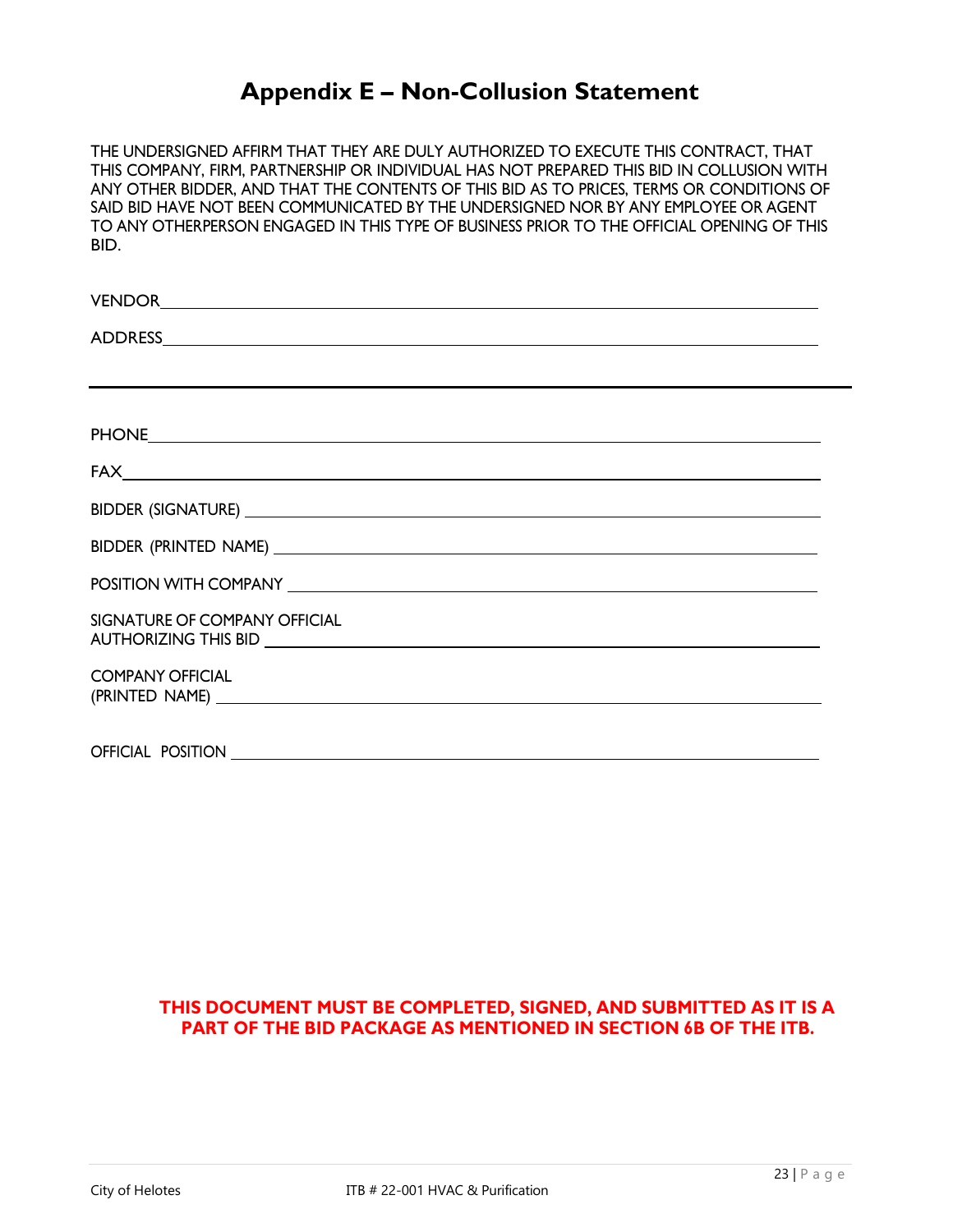# Appendix E – Non-Collusion Statement

THE UNDERSIGNED AFFIRM THAT THEY ARE DULY AUTHORIZED TO EXECUTE THIS CONTRACT, THAT THIS COMPANY, FIRM, PARTNERSHIP OR INDIVIDUAL HAS NOT PREPARED THIS BID IN COLLUSION WITH ANY OTHER BIDDER, AND THAT THE CONTENTS OF THIS BID AS TO PRICES, TERMS OR CONDITIONS OF SAID BID HAVE NOT BEEN COMMUNICATED BY THE UNDERSIGNED NOR BY ANY EMPLOYEE OR AGENT TO ANY OTHERPERSON ENGAGED IN THIS TYPE OF BUSINESS PRIOR TO THE OFFICIAL OPENING OF THIS BID.

VENDOR_______________________________________________

ADDRESS_______________________________________________

_______________________________________________

PHONE_______________________________________________

FAX_______________________________________________

BIDDER (SIGNATURE) _______________________________________________

BIDDER (PRINTED NAME) _______________________________________________

POSITION WITH COMPANY _______________________________________________

SIGNATURE OF COMPANY OFFICIAL
AUTHORIZING THIS BID _______________________________________________

COMPANY OFFICIAL
(PRINTED NAME) _______________________________________________

OFFICIAL POSITION _______________________________________________

**THIS DOCUMENT MUST BE COMPLETED, SIGNED, AND SUBMITTED AS IT IS A PART OF THE BID PACKAGE AS MENTIONED IN SECTION 6B OF THE ITB.**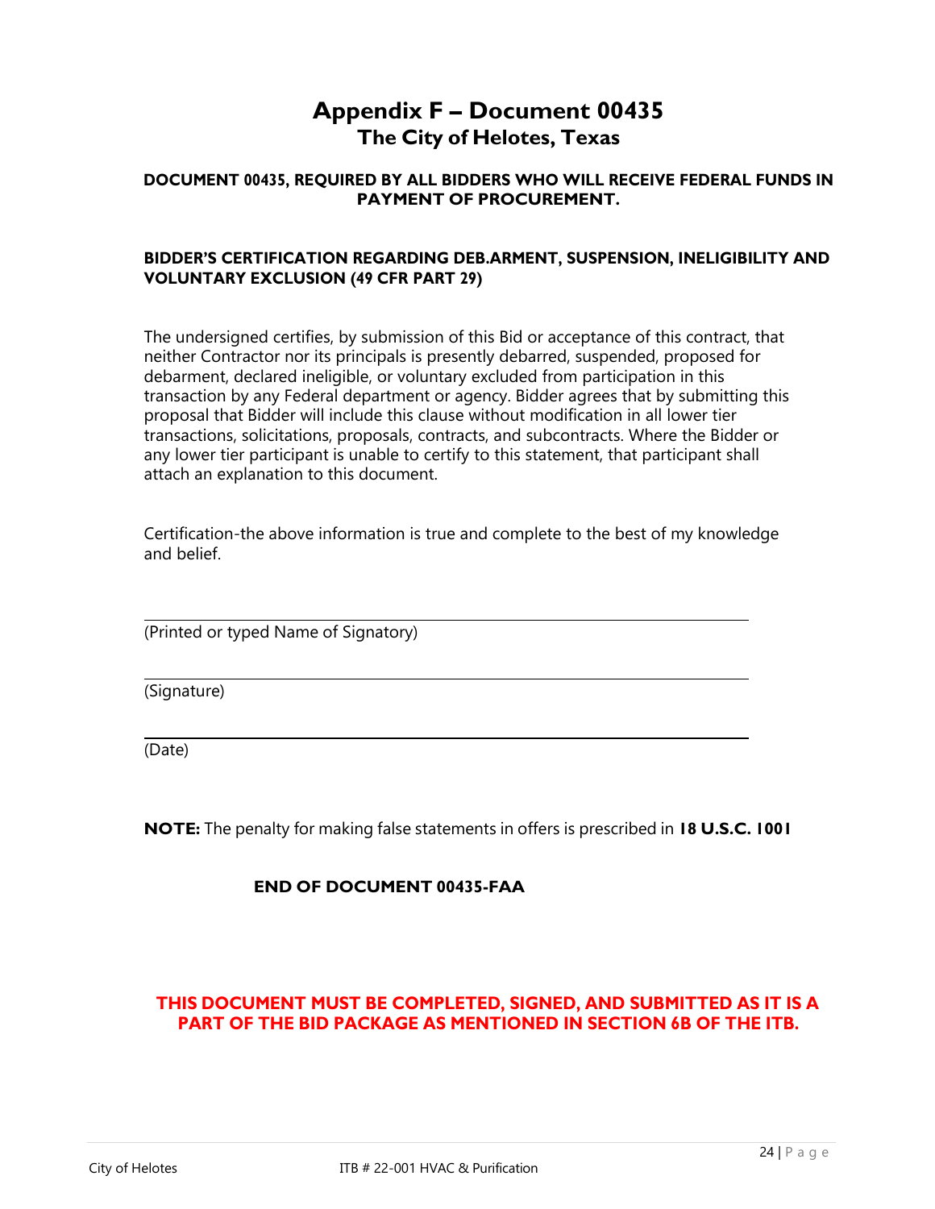# Appendix F – Document 00435

## The City of Helotes, Texas

**DOCUMENT 00435, REQUIRED BY ALL BIDDERS WHO WILL RECEIVE FEDERAL FUNDS IN PAYMENT OF PROCUREMENT.**

**BIDDER'S CERTIFICATION REGARDING DEB.ARMENT, SUSPENSION, INELIGIBILITY AND VOLUNTARY EXCLUSION (49 CFR PART 29)**

The undersigned certifies, by submission of this Bid or acceptance of this contract, that neither Contractor nor its principals is presently debarred, suspended, proposed for debarment, declared ineligible, or voluntary excluded from participation in this transaction by any Federal department or agency. Bidder agrees that by submitting this proposal that Bidder will include this clause without modification in all lower tier transactions, solicitations, proposals, contracts, and subcontracts. Where the Bidder or any lower tier participant is unable to certify to this statement, that participant shall attach an explanation to this document.

Certification-the above information is true and complete to the best of my knowledge and belief.

______________________________________________
(Printed or typed Name of Signatory)

______________________________________________
(Signature)

______________________________________________
(Date)

**NOTE:** The penalty for making false statements in offers is prescribed in **18 U.S.C. 1001**

**END OF DOCUMENT 00435-FAA**

**THIS DOCUMENT MUST BE COMPLETED, SIGNED, AND SUBMITTED AS IT IS A PART OF THE BID PACKAGE AS MENTIONED IN SECTION 6B OF THE ITB.**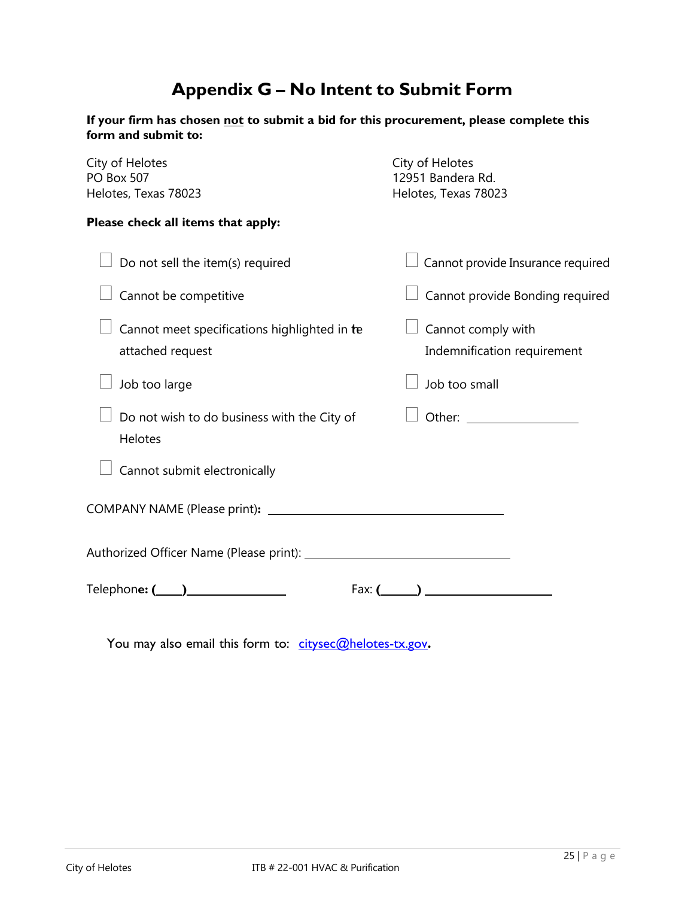# Appendix G – No Intent to Submit Form

**If your firm has chosen not to submit a bid for this procurement, please complete this form and submit to:**

City of Helotes
PO Box 507
Helotes, Texas 78023

City of Helotes
12951 Bandera Rd.
Helotes, Texas 78023

**Please check all items that apply:**

- ☐ Do not sell the item(s) required
- ☐ Cannot provide Insurance required
- ☐ Cannot be competitive
- ☐ Cannot provide Bonding required
- ☐ Cannot meet specifications highlighted in the attached request
- ☐ Cannot comply with Indemnification requirement
- ☐ Job too large
- ☐ Job too small
- ☐ Do not wish to do business with the City of Helotes
- ☐ Other: ____________________
- ☐ Cannot submit electronically

COMPANY NAME (Please print): ________________________________________

Authorized Officer Name (Please print): ____________________________________

Telephone: (____)________________    Fax: (______) ____________________

You may also email this form to: citysec@helotes-tx.gov.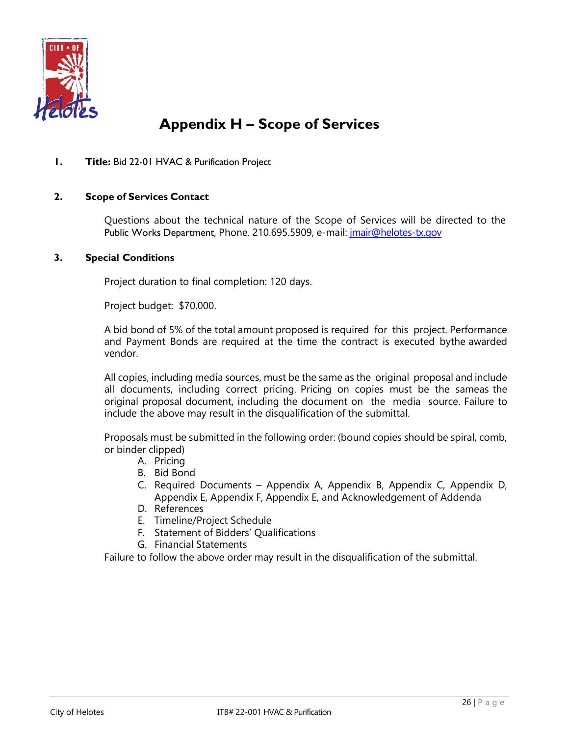# Appendix H – Scope of Services

**1. Title:** Bid 22-01 HVAC & Purification Project

**2. Scope of Services Contact**

Questions about the technical nature of the Scope of Services will be directed to the Public Works Department, Phone. 210.695.5909, e-mail: jmair@helotes-tx.gov

**3. Special Conditions**

Project duration to final completion: 120 days.

Project budget: $70,000.

A bid bond of 5% of the total amount proposed is required for this project. Performance and Payment Bonds are required at the time the contract is executed bythe awarded vendor.

All copies, including media sources, must be the same as the original proposal and include all documents, including correct pricing. Pricing on copies must be the sameas the original proposal document, including the document on the media source. Failure to include the above may result in the disqualification of the submittal.

Proposals must be submitted in the following order: (bound copies should be spiral, comb, or binder clipped)

A. Pricing
B. Bid Bond
C. Required Documents – Appendix A, Appendix B, Appendix C, Appendix D, Appendix E, Appendix F, Appendix E, and Acknowledgement of Addenda
D. References
E. Timeline/Project Schedule
F. Statement of Bidders' Qualifications
G. Financial Statements

Failure to follow the above order may result in the disqualification of the submittal.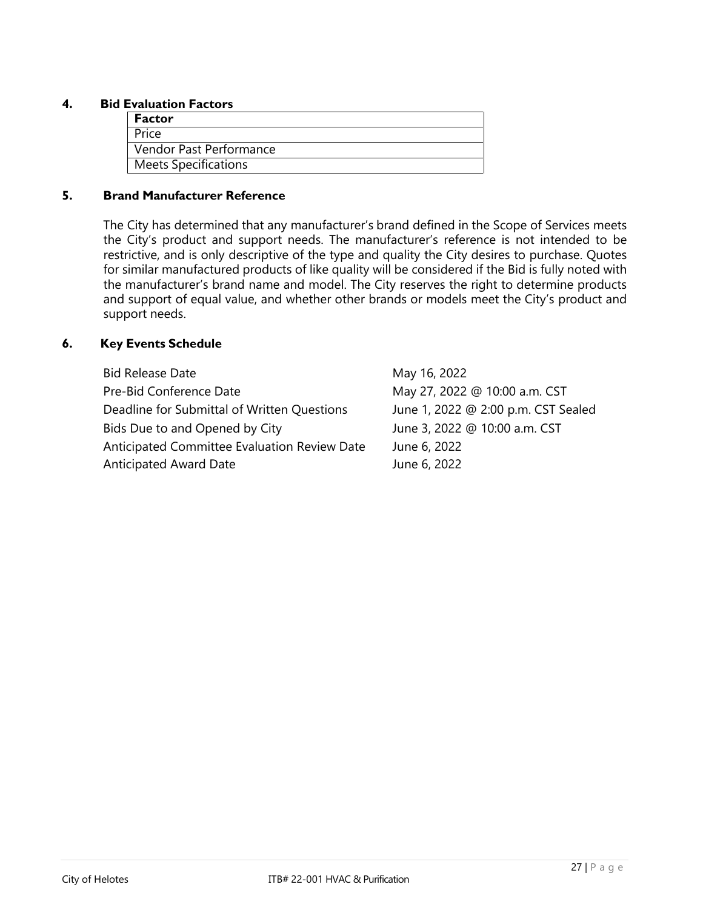**4. Bid Evaluation Factors**

| Factor |
| --- |
| Price |
| Vendor Past Performance |
| Meets Specifications |

**5. Brand Manufacturer Reference**

The City has determined that any manufacturer's brand defined in the Scope of Services meets the City's product and support needs. The manufacturer's reference is not intended to be restrictive, and is only descriptive of the type and quality the City desires to purchase. Quotes for similar manufactured products of like quality will be considered if the Bid is fully noted with the manufacturer's brand name and model. The City reserves the right to determine products and support of equal value, and whether other brands or models meet the City's product and support needs.

**6. Key Events Schedule**

| | |
| --- | --- |
| Bid Release Date | May 16, 2022 |
| Pre-Bid Conference Date | May 27, 2022 @ 10:00 a.m. CST |
| Deadline for Submittal of Written Questions | June 1, 2022 @ 2:00 p.m. CST Sealed |
| Bids Due to and Opened by City | June 3, 2022 @ 10:00 a.m. CST |
| Anticipated Committee Evaluation Review Date | June 6, 2022 |
| Anticipated Award Date | June 6, 2022 |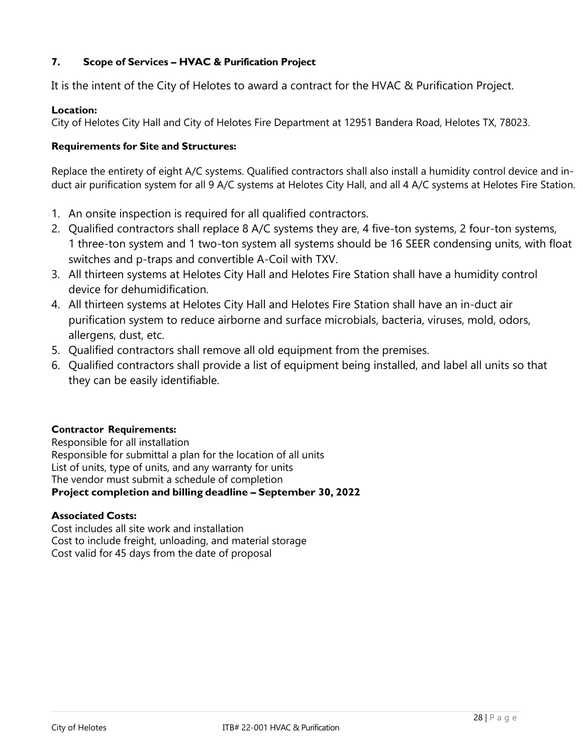## 7. Scope of Services – HVAC & Purification Project

It is the intent of the City of Helotes to award a contract for the HVAC & Purification Project.

**Location:**
City of Helotes City Hall and City of Helotes Fire Department at 12951 Bandera Road, Helotes TX, 78023.

**Requirements for Site and Structures:**

Replace the entirety of eight A/C systems. Qualified contractors shall also install a humidity control device and in-duct air purification system for all 9 A/C systems at Helotes City Hall, and all 4 A/C systems at Helotes Fire Station.

1. An onsite inspection is required for all qualified contractors.
2. Qualified contractors shall replace 8 A/C systems they are, 4 five-ton systems, 2 four-ton systems, 1 three-ton system and 1 two-ton system all systems should be 16 SEER condensing units, with float switches and p-traps and convertible A-Coil with TXV.
3. All thirteen systems at Helotes City Hall and Helotes Fire Station shall have a humidity control device for dehumidification.
4. All thirteen systems at Helotes City Hall and Helotes Fire Station shall have an in-duct air purification system to reduce airborne and surface microbials, bacteria, viruses, mold, odors, allergens, dust, etc.
5. Qualified contractors shall remove all old equipment from the premises.
6. Qualified contractors shall provide a list of equipment being installed, and label all units so that they can be easily identifiable.

**Contractor Requirements:**
Responsible for all installation
Responsible for submittal a plan for the location of all units
List of units, type of units, and any warranty for units
The vendor must submit a schedule of completion
**Project completion and billing deadline – September 30, 2022**

**Associated Costs:**
Cost includes all site work and installation
Cost to include freight, unloading, and material storage
Cost valid for 45 days from the date of proposal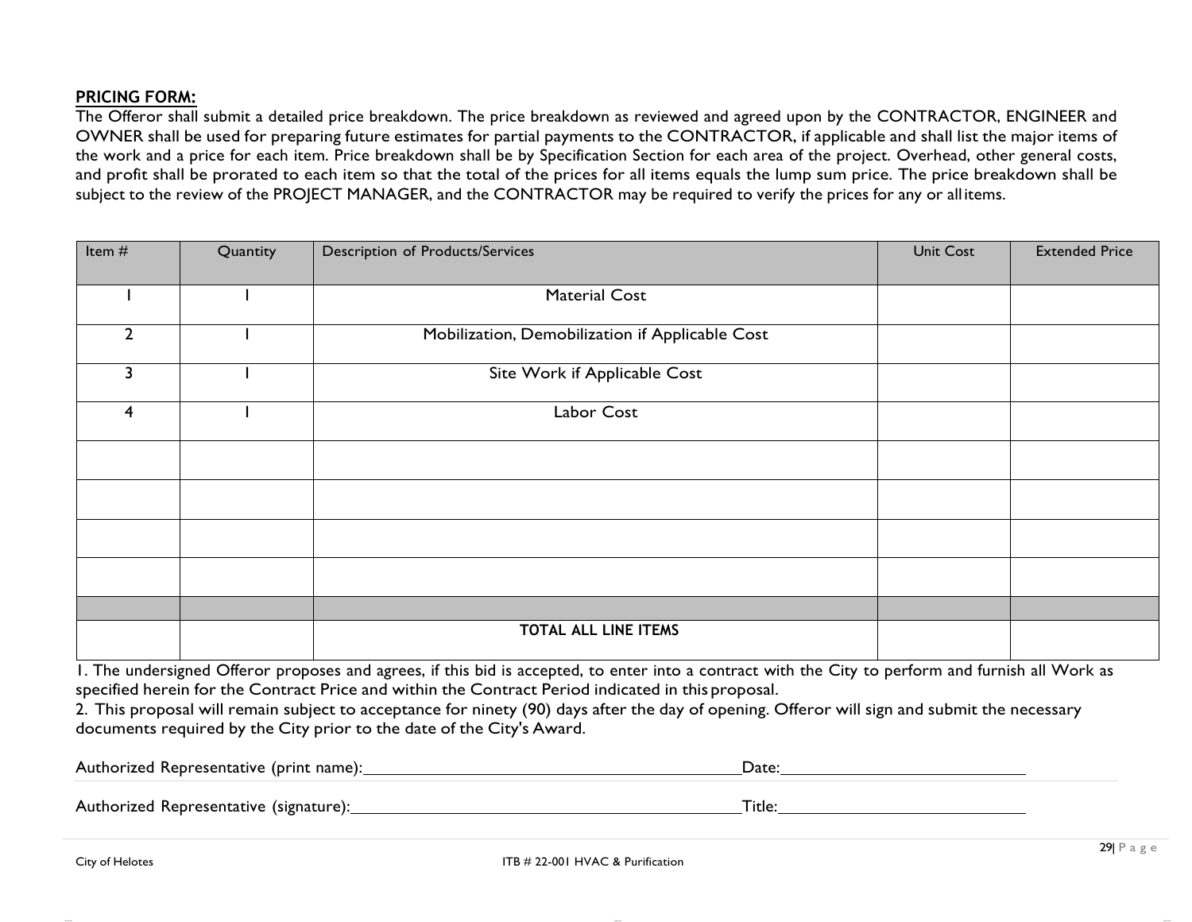**PRICING FORM:**

The Offeror shall submit a detailed price breakdown. The price breakdown as reviewed and agreed upon by the CONTRACTOR, ENGINEER and OWNER shall be used for preparing future estimates for partial payments to the CONTRACTOR, if applicable and shall list the major items of the work and a price for each item. Price breakdown shall be by Specification Section for each area of the project. Overhead, other general costs, and profit shall be prorated to each item so that the total of the prices for all items equals the lump sum price. The price breakdown shall be subject to the review of the PROJECT MANAGER, and the CONTRACTOR may be required to verify the prices for any or all items.

| Item # | Quantity | Description of Products/Services | Unit Cost | Extended Price |
|---|---|---|---|---|
| 1 | 1 | Material Cost | | |
| 2 | 1 | Mobilization, Demobilization if Applicable Cost | | |
| 3 | 1 | Site Work if Applicable Cost | | |
| 4 | 1 | Labor Cost | | |
| | | | | |
| | | | | |
| | | | | |
| | | | | |
| | | | | |
| | | **TOTAL ALL LINE ITEMS** | | |

1. The undersigned Offeror proposes and agrees, if this bid is accepted, to enter into a contract with the City to perform and furnish all Work as specified herein for the Contract Price and within the Contract Period indicated in this proposal.
2. This proposal will remain subject to acceptance for ninety (90) days after the day of opening. Offeror will sign and submit the necessary documents required by the City prior to the date of the City's Award.

Authorized Representative (print name):\_\_\_\_\_\_\_\_\_\_\_\_\_\_\_\_\_\_\_\_\_\_\_\_\_\_\_\_\_\_ Date:\_\_\_\_\_\_\_\_\_\_\_\_\_\_\_\_\_\_\_\_

Authorized Representative (signature):\_\_\_\_\_\_\_\_\_\_\_\_\_\_\_\_\_\_\_\_\_\_\_\_\_\_\_\_\_\_ Title:\_\_\_\_\_\_\_\_\_\_\_\_\_\_\_\_\_\_\_\_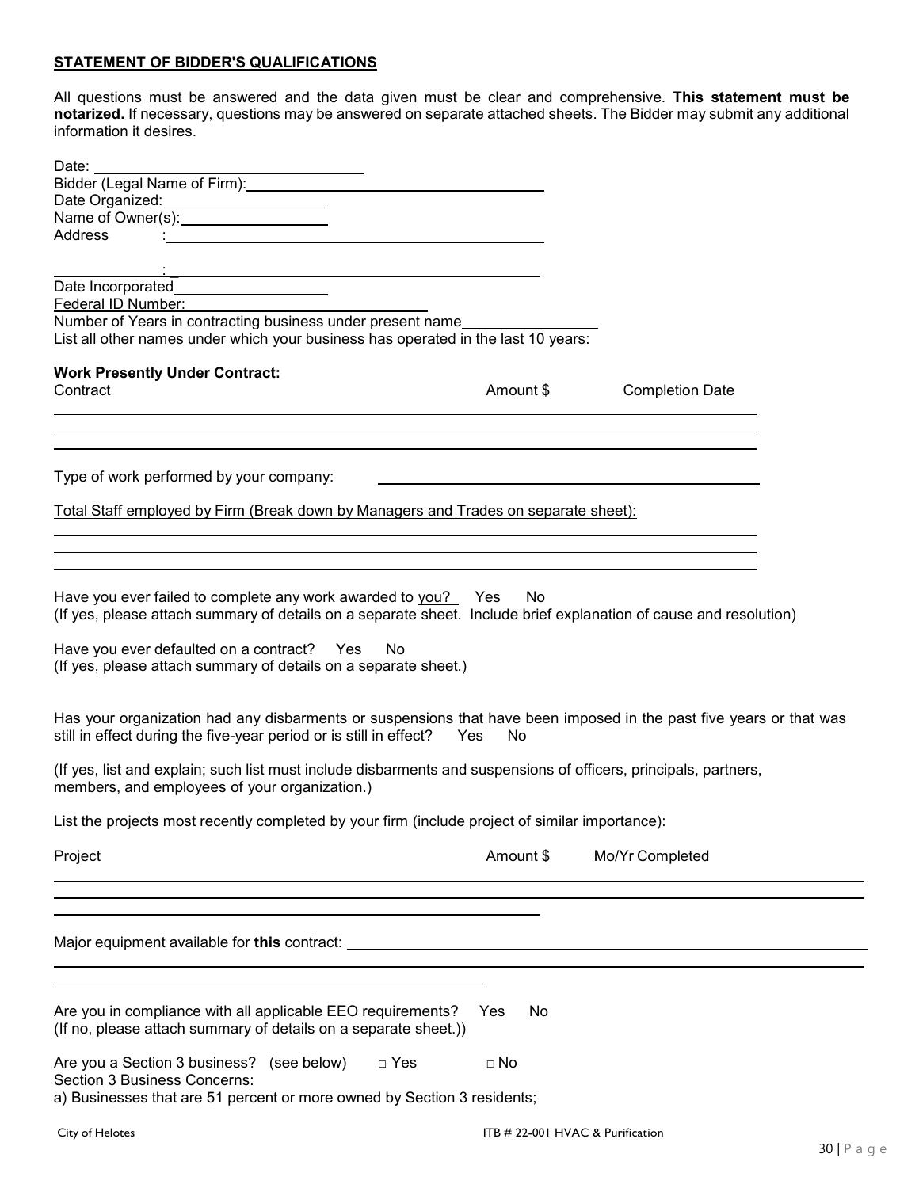**STATEMENT OF BIDDER'S QUALIFICATIONS**

All questions must be answered and the data given must be clear and comprehensive. **This statement must be notarized.** If necessary, questions may be answered on separate attached sheets. The Bidder may submit any additional information it desires.

Date: ______________________________

Bidder (Legal Name of Firm): ______________________________

Date Organized: ________________

Name of Owner(s): ________________

Address : ______________________________

: ______________________________

Date Incorporated ________________

Federal ID Number: ______________________

Number of Years in contracting business under present name ______________

List all other names under which your business has operated in the last 10 years:

**Work Presently Under Contract:**

| Contract | Amount $ | Completion Date |
|---|---|---|
| | | |
| | | |
| | | |

Type of work performed by your company: ______________________________

Total Staff employed by Firm (Break down by Managers and Trades on separate sheet):

______________________________

______________________________

______________________________

Have you ever failed to complete any work awarded to you? Yes No
(If yes, please attach summary of details on a separate sheet. Include brief explanation of cause and resolution)

Have you ever defaulted on a contract? Yes No
(If yes, please attach summary of details on a separate sheet.)

Has your organization had any disbarments or suspensions that have been imposed in the past five years or that was still in effect during the five-year period or is still in effect? Yes No

(If yes, list and explain; such list must include disbarments and suspensions of officers, principals, partners, members, and employees of your organization.)

List the projects most recently completed by your firm (include project of similar importance):

| Project | Amount $ | Mo/Yr Completed |
|---|---|---|
| | | |
| | | |
| | | |

Major equipment available for **this** contract: ______________________________

______________________________

______________________________

Are you in compliance with all applicable EEO requirements? Yes No
(If no, please attach summary of details on a separate sheet.))

Are you a Section 3 business? (see below) □ Yes □ No
Section 3 Business Concerns:
a) Businesses that are 51 percent or more owned by Section 3 residents;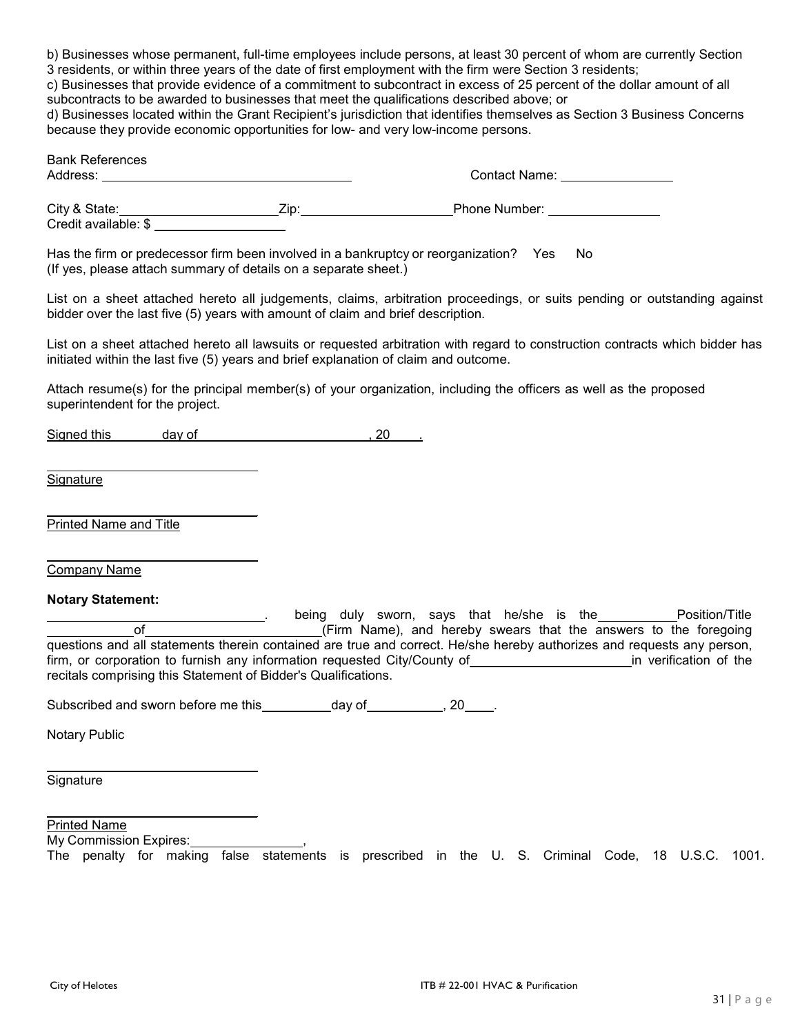b) Businesses whose permanent, full-time employees include persons, at least 30 percent of whom are currently Section 3 residents, or within three years of the date of first employment with the firm were Section 3 residents;
c) Businesses that provide evidence of a commitment to subcontract in excess of 25 percent of the dollar amount of all subcontracts to be awarded to businesses that meet the qualifications described above; or
d) Businesses located within the Grant Recipient's jurisdiction that identifies themselves as Section 3 Business Concerns because they provide economic opportunities for low- and very low-income persons.

Bank References
Address: ___________________________________ Contact Name: _______________

City & State: ______________________ Zip: _____________________ Phone Number: _______________
Credit available: $ __________________

Has the firm or predecessor firm been involved in a bankruptcy or reorganization? Yes No
(If yes, please attach summary of details on a separate sheet.)

List on a sheet attached hereto all judgements, claims, arbitration proceedings, or suits pending or outstanding against bidder over the last five (5) years with amount of claim and brief description.

List on a sheet attached hereto all lawsuits or requested arbitration with regard to construction contracts which bidder has initiated within the last five (5) years and brief explanation of claim and outcome.

Attach resume(s) for the principal member(s) of your organization, including the officers as well as the proposed superintendent for the project.

Signed this _______ day of ________________________, 20____.

_____________________________
Signature

_____________________________
Printed Name and Title

_____________________________
Company Name

**Notary Statement:**

_____________________________. being duly sworn, says that he/she is the ___________ Position/Title ___________ of ________________________ (Firm Name), and hereby swears that the answers to the foregoing questions and all statements therein contained are true and correct. He/she hereby authorizes and requests any person, firm, or corporation to furnish any information requested City/County of ______________________ in verification of the recitals comprising this Statement of Bidder's Qualifications.

Subscribed and sworn before me this __________ day of ___________, 20____.

Notary Public

_____________________________
Signature

_____________________________
Printed Name

My Commission Expires: _______________,

The penalty for making false statements is prescribed in the U. S. Criminal Code, 18 U.S.C. 1001.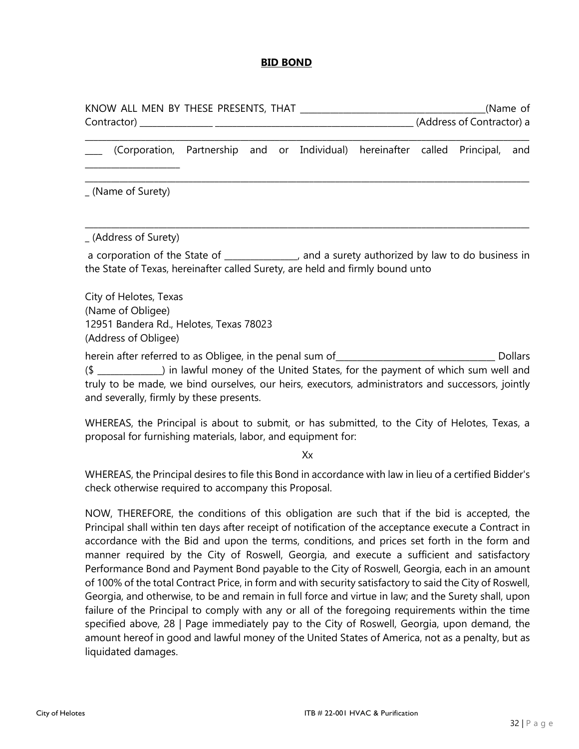**BID BOND**

KNOW ALL MEN BY THESE PRESENTS, THAT _______________________________________(Name of Contractor) _______________ ___________________________________________ (Address of Contractor) a

_____________________________________________________________________________________________

____ (Corporation, Partnership and or Individual) hereinafter called Principal, and ___________________

_____________________________________________________________________________________________

_ (Name of Surety)

_____________________________________________________________________________________________

_ (Address of Surety)

a corporation of the State of _______________, and a surety authorized by law to do business in the State of Texas, hereinafter called Surety, are held and firmly bound unto

City of Helotes, Texas
(Name of Obligee)
12951 Bandera Rd., Helotes, Texas 78023
(Address of Obligee)

herein after referred to as Obligee, in the penal sum of__________________________________ Dollars ($ ______________) in lawful money of the United States, for the payment of which sum well and truly to be made, we bind ourselves, our heirs, executors, administrators and successors, jointly and severally, firmly by these presents.

WHEREAS, the Principal is about to submit, or has submitted, to the City of Helotes, Texas, a proposal for furnishing materials, labor, and equipment for:

Xx

WHEREAS, the Principal desires to file this Bond in accordance with law in lieu of a certified Bidder's check otherwise required to accompany this Proposal.

NOW, THEREFORE, the conditions of this obligation are such that if the bid is accepted, the Principal shall within ten days after receipt of notification of the acceptance execute a Contract in accordance with the Bid and upon the terms, conditions, and prices set forth in the form and manner required by the City of Roswell, Georgia, and execute a sufficient and satisfactory Performance Bond and Payment Bond payable to the City of Roswell, Georgia, each in an amount of 100% of the total Contract Price, in form and with security satisfactory to said the City of Roswell, Georgia, and otherwise, to be and remain in full force and virtue in law; and the Surety shall, upon failure of the Principal to comply with any or all of the foregoing requirements within the time specified above, 28 | Page immediately pay to the City of Roswell, Georgia, upon demand, the amount hereof in good and lawful money of the United States of America, not as a penalty, but as liquidated damages.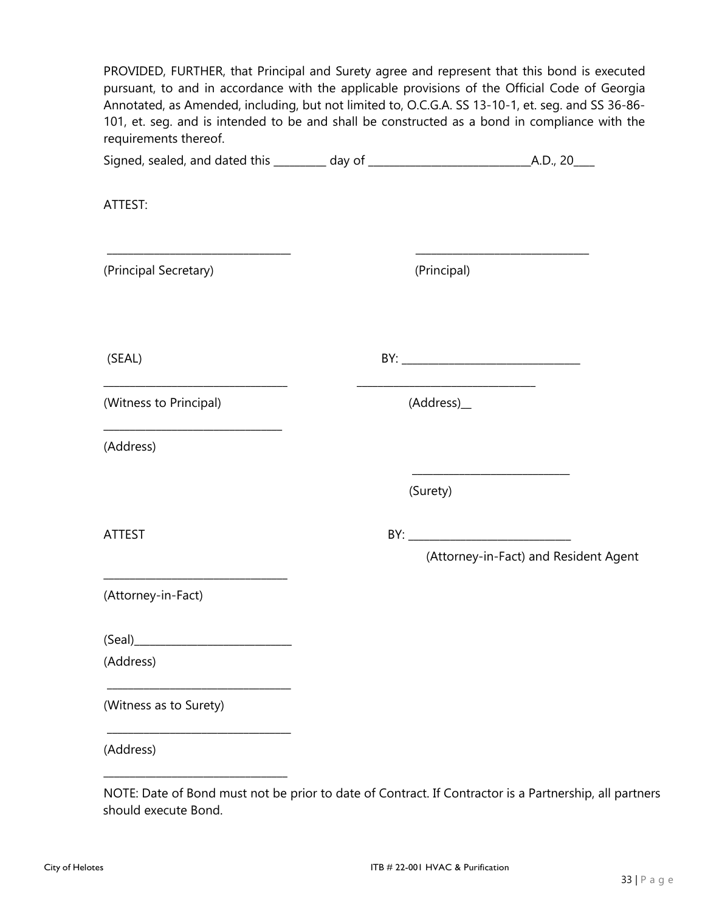PROVIDED, FURTHER, that Principal and Surety agree and represent that this bond is executed pursuant, to and in accordance with the applicable provisions of the Official Code of Georgia Annotated, as Amended, including, but not limited to, O.C.G.A. SS 13-10-1, et. seg. and SS 36-86-101, et. seg. and is intended to be and shall be constructed as a bond in compliance with the requirements thereof.

Signed, sealed, and dated this __________ day of ______________________________A.D., 20____

ATTEST:

___________________________________ ________________________________

(Principal Secretary) (Principal)

(SEAL) BY: ________________________________

___________________________________ ________________________________

(Witness to Principal) (Address)__

___________________________________

(Address)

________________________________

(Surety)

ATTEST BY: ______________________________

(Attorney-in-Fact) and Resident Agent

___________________________________

(Attorney-in-Fact)

(Seal)_____________________________

(Address)

___________________________________

(Witness as to Surety)

___________________________________

(Address)

___________________________________

NOTE: Date of Bond must not be prior to date of Contract. If Contractor is a Partnership, all partners should execute Bond.